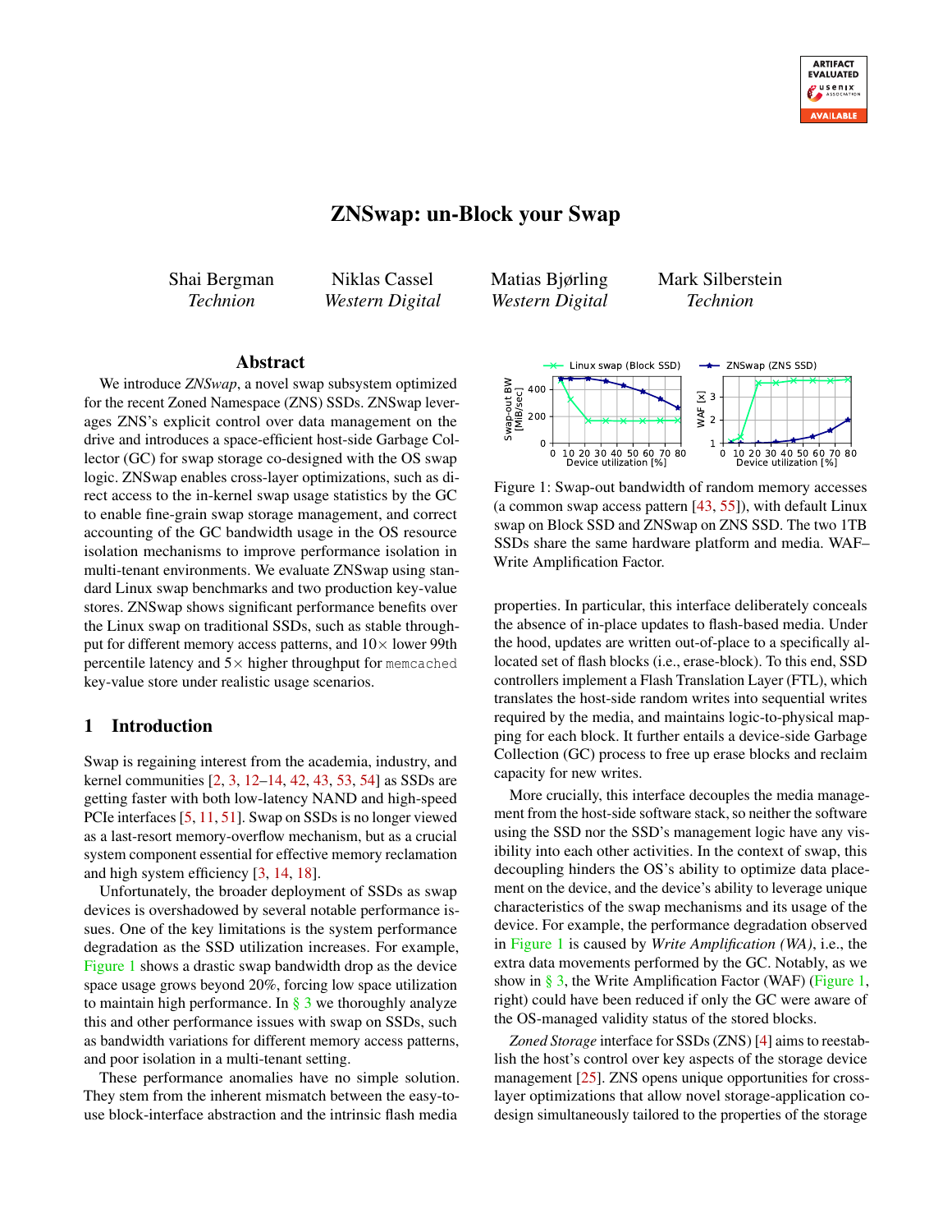# ZNSwap: un-Block your Swap

Shai Bergman
*Technion*

Niklas Cassel
*Western Digital*

Matias Bjørling
*Western Digital*

Mark Silberstein
*Technion*

## Abstract

We introduce *ZNSwap*, a novel swap subsystem optimized for the recent Zoned Namespace (ZNS) SSDs. ZNSwap leverages ZNS's explicit control over data management on the drive and introduces a space-efficient host-side Garbage Collector (GC) for swap storage co-designed with the OS swap logic. ZNSwap enables cross-layer optimizations, such as direct access to the in-kernel swap usage statistics by the GC to enable fine-grain swap storage management, and correct accounting of the GC bandwidth usage in the OS resource isolation mechanisms to improve performance isolation in multi-tenant environments. We evaluate ZNSwap using standard Linux swap benchmarks and two production key-value stores. ZNSwap shows significant performance benefits over the Linux swap on traditional SSDs, such as stable throughput for different memory access patterns, and 10× lower 99th percentile latency and 5× higher throughput for `memcached` key-value store under realistic usage scenarios.

## 1 Introduction

Swap is regaining interest from the academia, industry, and kernel communities [2, 3, 12–14, 42, 43, 53, 54] as SSDs are getting faster with both low-latency NAND and high-speed PCIe interfaces [5, 11, 51]. Swap on SSDs is no longer viewed as a last-resort memory-overflow mechanism, but as a crucial system component essential for effective memory reclamation and high system efficiency [3, 14, 18].

Unfortunately, the broader deployment of SSDs as swap devices is overshadowed by several notable performance issues. One of the key limitations is the system performance degradation as the SSD utilization increases. For example, Figure 1 shows a drastic swap bandwidth drop as the device space usage grows beyond 20%, forcing low space utilization to maintain high performance. In § 3 we thoroughly analyze this and other performance issues with swap on SSDs, such as bandwidth variations for different memory access patterns, and poor isolation in a multi-tenant setting.

These performance anomalies have no simple solution. They stem from the inherent mismatch between the easy-to-use block-interface abstraction and the intrinsic flash media

Figure 1: Swap-out bandwidth of random memory accesses (a common swap access pattern [43, 55]), with default Linux swap on Block SSD and ZNSwap on ZNS SSD. The two 1TB SSDs share the same hardware platform and media. WAF– Write Amplification Factor.

properties. In particular, this interface deliberately conceals the absence of in-place updates to flash-based media. Under the hood, updates are written out-of-place to a specifically allocated set of flash blocks (i.e., erase-block). To this end, SSD controllers implement a Flash Translation Layer (FTL), which translates the host-side random writes into sequential writes required by the media, and maintains logic-to-physical mapping for each block. It further entails a device-side Garbage Collection (GC) process to free up erase blocks and reclaim capacity for new writes.

More crucially, this interface decouples the media management from the host-side software stack, so neither the software using the SSD nor the SSD's management logic have any visibility into each other activities. In the context of swap, this decoupling hinders the OS's ability to optimize data placement on the device, and the device's ability to leverage unique characteristics of the swap mechanisms and its usage of the device. For example, the performance degradation observed in Figure 1 is caused by *Write Amplification (WA)*, i.e., the extra data movements performed by the GC. Notably, as we show in § 3, the Write Amplification Factor (WAF) (Figure 1, right) could have been reduced if only the GC were aware of the OS-managed validity status of the stored blocks.

*Zoned Storage* interface for SSDs (ZNS) [4] aims to reestablish the host's control over key aspects of the storage device management [25]. ZNS opens unique opportunities for cross-layer optimizations that allow novel storage-application co-design simultaneously tailored to the properties of the storage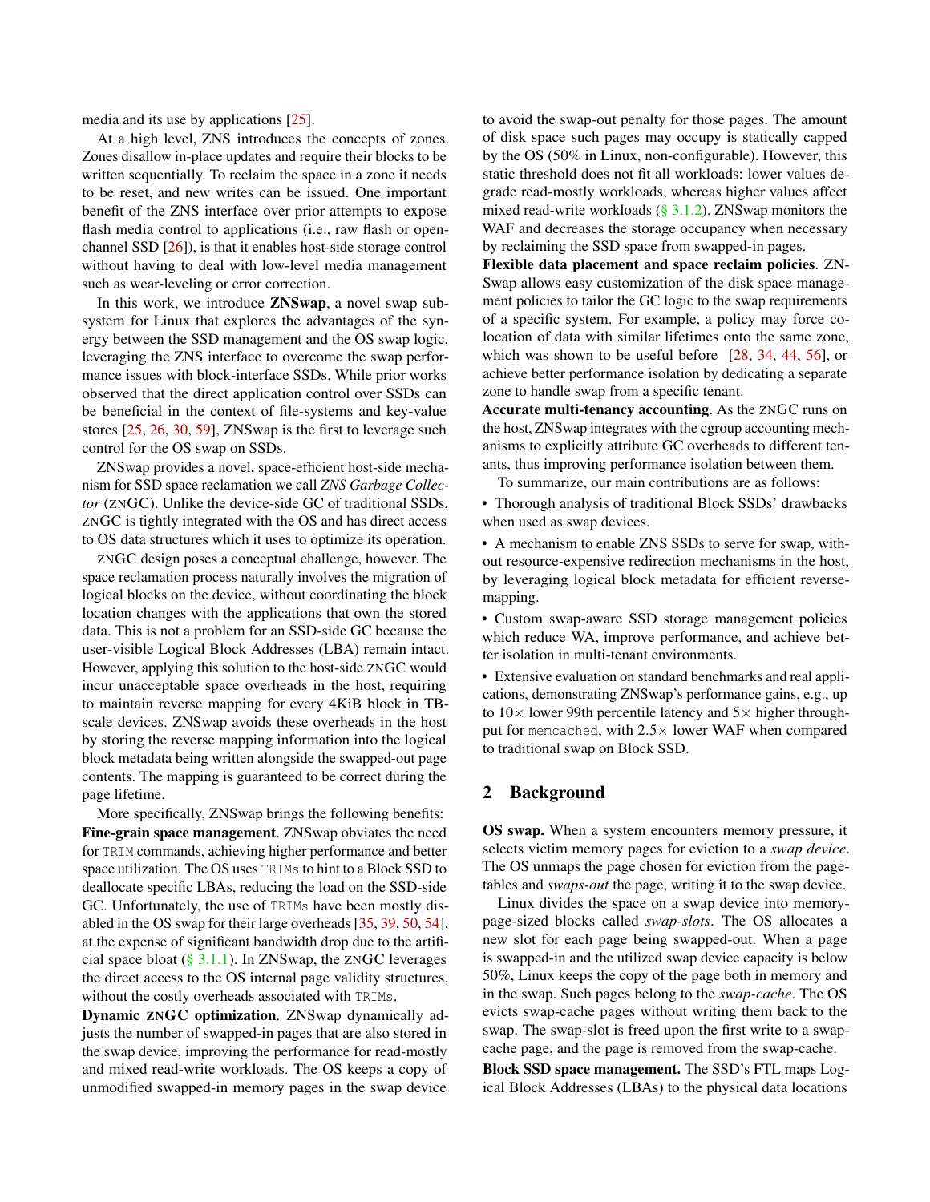media and its use by applications [25].

At a high level, ZNS introduces the concepts of zones. Zones disallow in-place updates and require their blocks to be written sequentially. To reclaim the space in a zone it needs to be reset, and new writes can be issued. One important benefit of the ZNS interface over prior attempts to expose flash media control to applications (i.e., raw flash or open-channel SSD [26]), is that it enables host-side storage control without having to deal with low-level media management such as wear-leveling or error correction.

In this work, we introduce **ZNSwap**, a novel swap subsystem for Linux that explores the advantages of the synergy between the SSD management and the OS swap logic, leveraging the ZNS interface to overcome the swap performance issues with block-interface SSDs. While prior works observed that the direct application control over SSDs can be beneficial in the context of file-systems and key-value stores [25, 26, 30, 59], ZNSwap is the first to leverage such control for the OS swap on SSDs.

ZNSwap provides a novel, space-efficient host-side mechanism for SSD space reclamation we call *ZNS Garbage Collector* (ZNGC). Unlike the device-side GC of traditional SSDs, ZNGC is tightly integrated with the OS and has direct access to OS data structures which it uses to optimize its operation.

ZNGC design poses a conceptual challenge, however. The space reclamation process naturally involves the migration of logical blocks on the device, without coordinating the block location changes with the applications that own the stored data. This is not a problem for an SSD-side GC because the user-visible Logical Block Addresses (LBA) remain intact. However, applying this solution to the host-side ZNGC would incur unacceptable space overheads in the host, requiring to maintain reverse mapping for every 4KiB block in TB-scale devices. ZNSwap avoids these overheads in the host by storing the reverse mapping information into the logical block metadata being written alongside the swapped-out page contents. The mapping is guaranteed to be correct during the page lifetime.

More specifically, ZNSwap brings the following benefits:

**Fine-grain space management**. ZNSwap obviates the need for `TRIM` commands, achieving higher performance and better space utilization. The OS uses `TRIMs` to hint to a Block SSD to deallocate specific LBAs, reducing the load on the SSD-side GC. Unfortunately, the use of `TRIMs` have been mostly disabled in the OS swap for their large overheads [35, 39, 50, 54], at the expense of significant bandwidth drop due to the artificial space bloat (§ 3.1.1). In ZNSwap, the ZNGC leverages the direct access to the OS internal page validity structures, without the costly overheads associated with `TRIMs`.

**Dynamic ZNGC optimization**. ZNSwap dynamically adjusts the number of swapped-in pages that are also stored in the swap device, improving the performance for read-mostly and mixed read-write workloads. The OS keeps a copy of unmodified swapped-in memory pages in the swap device to avoid the swap-out penalty for those pages. The amount of disk space such pages may occupy is statically capped by the OS (50% in Linux, non-configurable). However, this static threshold does not fit all workloads: lower values degrade read-mostly workloads, whereas higher values affect mixed read-write workloads (§ 3.1.2). ZNSwap monitors the WAF and decreases the storage occupancy when necessary by reclaiming the SSD space from swapped-in pages.

**Flexible data placement and space reclaim policies**. ZNSwap allows easy customization of the disk space management policies to tailor the GC logic to the swap requirements of a specific system. For example, a policy may force co-location of data with similar lifetimes onto the same zone, which was shown to be useful before [28, 34, 44, 56], or achieve better performance isolation by dedicating a separate zone to handle swap from a specific tenant.

**Accurate multi-tenancy accounting**. As the ZNGC runs on the host, ZNSwap integrates with the cgroup accounting mechanisms to explicitly attribute GC overheads to different tenants, thus improving performance isolation between them.

To summarize, our main contributions are as follows:

- Thorough analysis of traditional Block SSDs' drawbacks when used as swap devices.
- A mechanism to enable ZNS SSDs to serve for swap, without resource-expensive redirection mechanisms in the host, by leveraging logical block metadata for efficient reverse-mapping.
- Custom swap-aware SSD storage management policies which reduce WA, improve performance, and achieve better isolation in multi-tenant environments.
- Extensive evaluation on standard benchmarks and real applications, demonstrating ZNSwap's performance gains, e.g., up to 10× lower 99th percentile latency and 5× higher throughput for `memcached`, with 2.5× lower WAF when compared to traditional swap on Block SSD.

## 2 Background

**OS swap.** When a system encounters memory pressure, it selects victim memory pages for eviction to a *swap device*. The OS unmaps the page chosen for eviction from the page-tables and *swaps-out* the page, writing it to the swap device.

Linux divides the space on a swap device into memory-page-sized blocks called *swap-slots*. The OS allocates a new slot for each page being swapped-out. When a page is swapped-in and the utilized swap device capacity is below 50%, Linux keeps the copy of the page both in memory and in the swap. Such pages belong to the *swap-cache*. The OS evicts swap-cache pages without writing them back to the swap. The swap-slot is freed upon the first write to a swap-cache page, and the page is removed from the swap-cache.

**Block SSD space management.** The SSD's FTL maps Logical Block Addresses (LBAs) to the physical data locations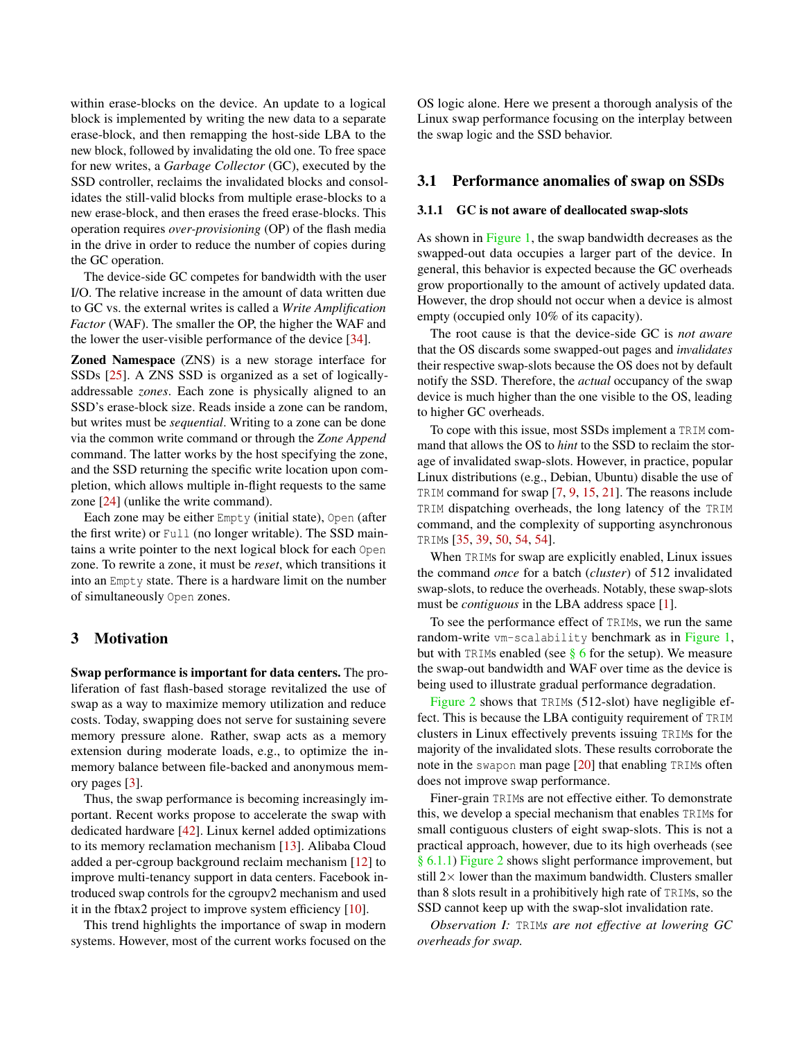within erase-blocks on the device. An update to a logical block is implemented by writing the new data to a separate erase-block, and then remapping the host-side LBA to the new block, followed by invalidating the old one. To free space for new writes, a *Garbage Collector* (GC), executed by the SSD controller, reclaims the invalidated blocks and consolidates the still-valid blocks from multiple erase-blocks to a new erase-block, and then erases the freed erase-blocks. This operation requires *over-provisioning* (OP) of the flash media in the drive in order to reduce the number of copies during the GC operation.

The device-side GC competes for bandwidth with the user I/O. The relative increase in the amount of data written due to GC vs. the external writes is called a *Write Amplification Factor* (WAF). The smaller the OP, the higher the WAF and the lower the user-visible performance of the device [34].

**Zoned Namespace** (ZNS) is a new storage interface for SSDs [25]. A ZNS SSD is organized as a set of logically-addressable *zones*. Each zone is physically aligned to an SSD's erase-block size. Reads inside a zone can be random, but writes must be *sequential*. Writing to a zone can be done via the common write command or through the *Zone Append* command. The latter works by the host specifying the zone, and the SSD returning the specific write location upon completion, which allows multiple in-flight requests to the same zone [24] (unlike the write command).

Each zone may be either `Empty` (initial state), `Open` (after the first write) or `Full` (no longer writable). The SSD maintains a write pointer to the next logical block for each `Open` zone. To rewrite a zone, it must be *reset*, which transitions it into an `Empty` state. There is a hardware limit on the number of simultaneously `Open` zones.

# 3 Motivation

**Swap performance is important for data centers.** The proliferation of fast flash-based storage revitalized the use of swap as a way to maximize memory utilization and reduce costs. Today, swapping does not serve for sustaining severe memory pressure alone. Rather, swap acts as a memory extension during moderate loads, e.g., to optimize the in-memory balance between file-backed and anonymous memory pages [3].

Thus, the swap performance is becoming increasingly important. Recent works propose to accelerate the swap with dedicated hardware [42]. Linux kernel added optimizations to its memory reclamation mechanism [13]. Alibaba Cloud added a per-cgroup background reclaim mechanism [12] to improve multi-tenancy support in data centers. Facebook introduced swap controls for the cgroupv2 mechanism and used it in the fbtax2 project to improve system efficiency [10].

This trend highlights the importance of swap in modern systems. However, most of the current works focused on the OS logic alone. Here we present a thorough analysis of the Linux swap performance focusing on the interplay between the swap logic and the SSD behavior.

## 3.1 Performance anomalies of swap on SSDs

### 3.1.1 GC is not aware of deallocated swap-slots

As shown in Figure 1, the swap bandwidth decreases as the swapped-out data occupies a larger part of the device. In general, this behavior is expected because the GC overheads grow proportionally to the amount of actively updated data. However, the drop should not occur when a device is almost empty (occupied only 10% of its capacity).

The root cause is that the device-side GC is *not aware* that the OS discards some swapped-out pages and *invalidates* their respective swap-slots because the OS does not by default notify the SSD. Therefore, the *actual* occupancy of the swap device is much higher than the one visible to the OS, leading to higher GC overheads.

To cope with this issue, most SSDs implement a `TRIM` command that allows the OS to *hint* to the SSD to reclaim the storage of invalidated swap-slots. However, in practice, popular Linux distributions (e.g., Debian, Ubuntu) disable the use of `TRIM` command for swap [7, 9, 15, 21]. The reasons include `TRIM` dispatching overheads, the long latency of the `TRIM` command, and the complexity of supporting asynchronous `TRIM`s [35, 39, 50, 54, 54].

When `TRIM`s for swap are explicitly enabled, Linux issues the command *once* for a batch (*cluster*) of 512 invalidated swap-slots, to reduce the overheads. Notably, these swap-slots must be *contiguous* in the LBA address space [1].

To see the performance effect of `TRIM`s, we run the same random-write `vm-scalability` benchmark as in Figure 1, but with `TRIM`s enabled (see § 6 for the setup). We measure the swap-out bandwidth and WAF over time as the device is being used to illustrate gradual performance degradation.

Figure 2 shows that `TRIM`s (512-slot) have negligible effect. This is because the LBA contiguity requirement of `TRIM` clusters in Linux effectively prevents issuing `TRIM`s for the majority of the invalidated slots. These results corroborate the note in the `swapon` man page [20] that enabling `TRIM`s often does not improve swap performance.

Finer-grain `TRIM`s are not effective either. To demonstrate this, we develop a special mechanism that enables `TRIM`s for small contiguous clusters of eight swap-slots. This is not a practical approach, however, due to its high overheads (see § 6.1.1) Figure 2 shows slight performance improvement, but still 2× lower than the maximum bandwidth. Clusters smaller than 8 slots result in a prohibitively high rate of `TRIM`s, so the SSD cannot keep up with the swap-slot invalidation rate.

*Observation I:* `TRIM`*s are not effective at lowering GC overheads for swap.*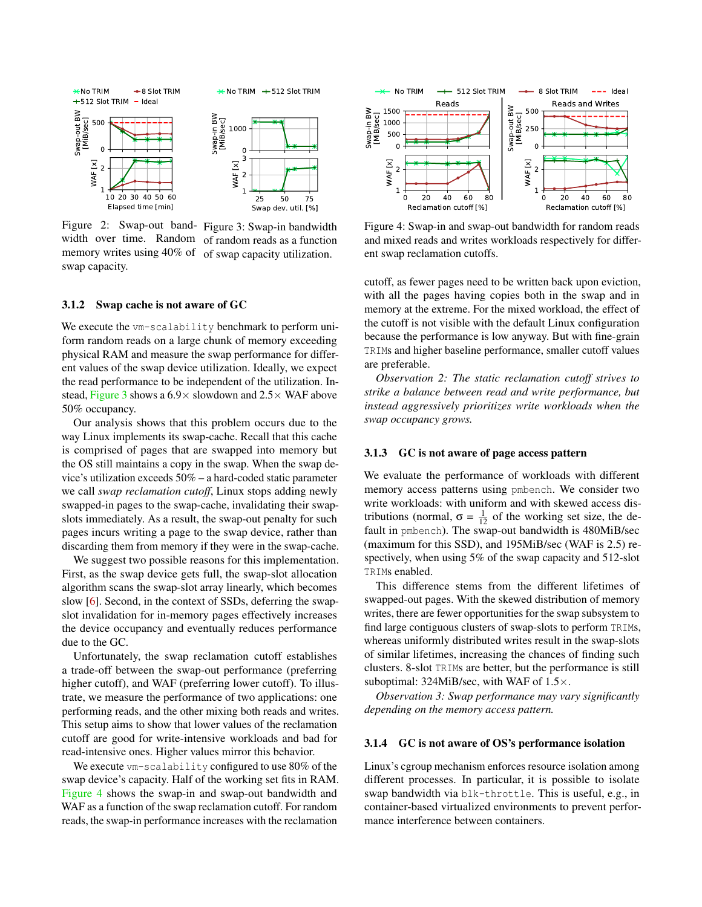Figure 2: Swap-out bandwidth over time. Random memory writes using 40% of swap capacity.

Figure 3: Swap-in bandwidth of random reads as a function of swap capacity utilization.

Figure 4: Swap-in and swap-out bandwidth for random reads and mixed reads and writes workloads respectively for different swap reclamation cutoffs.

### 3.1.2 Swap cache is not aware of GC

We execute the `vm-scalability` benchmark to perform uniform random reads on a large chunk of memory exceeding physical RAM and measure the swap performance for different values of the swap device utilization. Ideally, we expect the read performance to be independent of the utilization. Instead, Figure 3 shows a 6.9× slowdown and 2.5× WAF above 50% occupancy.

Our analysis shows that this problem occurs due to the way Linux implements its swap-cache. Recall that this cache is comprised of pages that are swapped into memory but the OS still maintains a copy in the swap. When the swap device's utilization exceeds 50% – a hard-coded static parameter we call *swap reclamation cutoff*, Linux stops adding newly swapped-in pages to the swap-cache, invalidating their swap-slots immediately. As a result, the swap-out penalty for such pages incurs writing a page to the swap device, rather than discarding them from memory if they were in the swap-cache.

We suggest two possible reasons for this implementation. First, as the swap device gets full, the swap-slot allocation algorithm scans the swap-slot array linearly, which becomes slow [6]. Second, in the context of SSDs, deferring the swap-slot invalidation for in-memory pages effectively increases the device occupancy and eventually reduces performance due to the GC.

Unfortunately, the swap reclamation cutoff establishes a trade-off between the swap-out performance (preferring higher cutoff), and WAF (preferring lower cutoff). To illustrate, we measure the performance of two applications: one performing reads, and the other mixing both reads and writes. This setup aims to show that lower values of the reclamation cutoff are good for write-intensive workloads and bad for read-intensive ones. Higher values mirror this behavior.

We execute `vm-scalability` configured to use 80% of the swap device's capacity. Half of the working set fits in RAM. Figure 4 shows the swap-in and swap-out bandwidth and WAF as a function of the swap reclamation cutoff. For random reads, the swap-in performance increases with the reclamation cutoff, as fewer pages need to be written back upon eviction, with all the pages having copies both in the swap and in memory at the extreme. For the mixed workload, the effect of the cutoff is not visible with the default Linux configuration because the performance is low anyway. But with fine-grain `TRIM`s and higher baseline performance, smaller cutoff values are preferable.

*Observation 2: The static reclamation cutoff strives to strike a balance between read and write performance, but instead aggressively prioritizes write workloads when the swap occupancy grows.*

### 3.1.3 GC is not aware of page access pattern

We evaluate the performance of workloads with different memory access patterns using `pmbench`. We consider two write workloads: with uniform and with skewed access distributions (normal, $\sigma = \frac{1}{12}$ of the working set size, the default in `pmbench`). The swap-out bandwidth is 480MiB/sec (maximum for this SSD), and 195MiB/sec (WAF is 2.5) respectively, when using 5% of the swap capacity and 512-slot `TRIM`s enabled.

This difference stems from the different lifetimes of swapped-out pages. With the skewed distribution of memory writes, there are fewer opportunities for the swap subsystem to find large contiguous clusters of swap-slots to perform `TRIM`s, whereas uniformly distributed writes result in the swap-slots of similar lifetimes, increasing the chances of finding such clusters. 8-slot `TRIM`s are better, but the performance is still suboptimal: 324MiB/sec, with WAF of 1.5×.

*Observation 3: Swap performance may vary significantly depending on the memory access pattern.*

### 3.1.4 GC is not aware of OS's performance isolation

Linux's cgroup mechanism enforces resource isolation among different processes. In particular, it is possible to isolate swap bandwidth via `blk-throttle`. This is useful, e.g., in container-based virtualized environments to prevent performance interference between containers.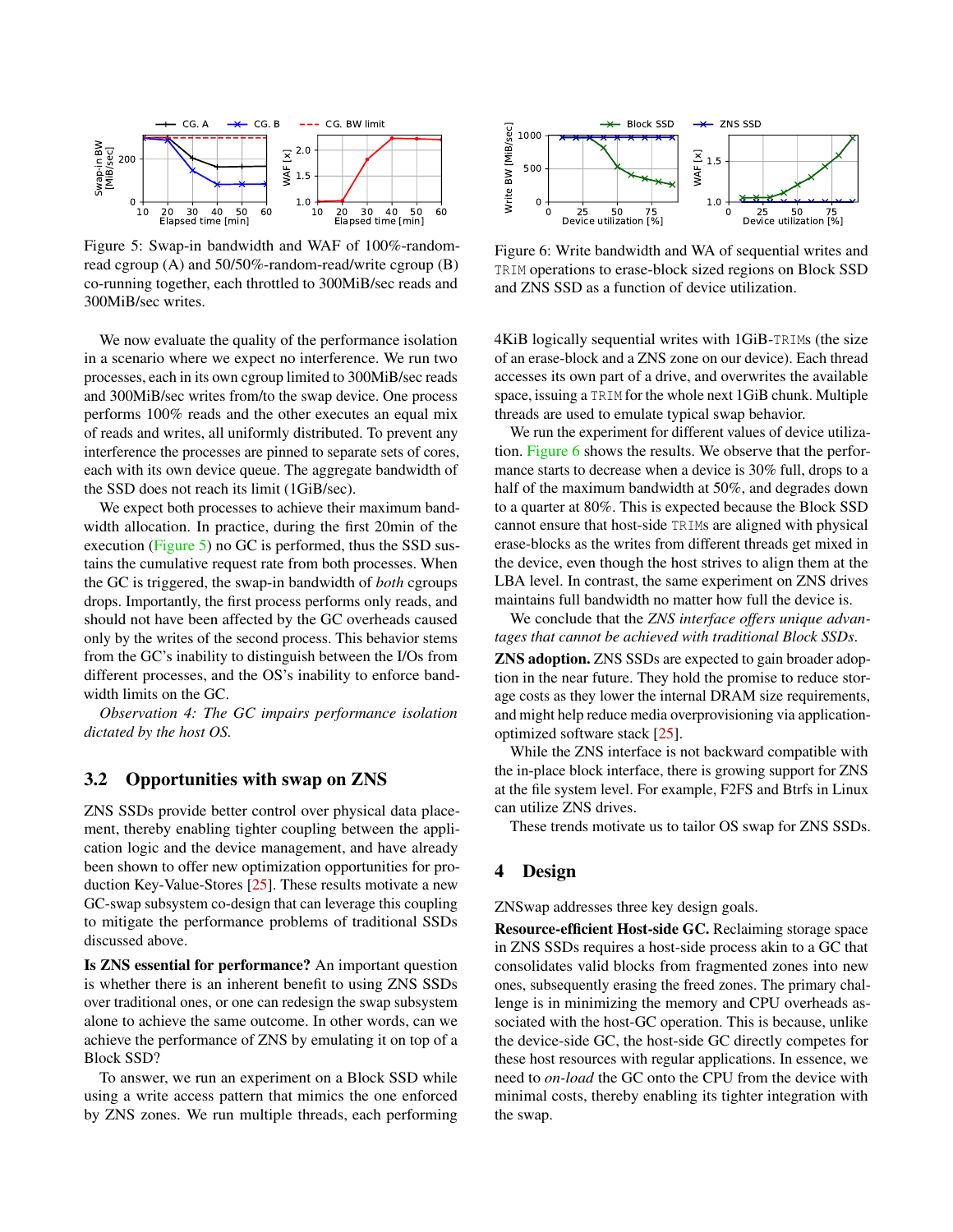Figure 5: Swap-in bandwidth and WAF of 100%-random-read cgroup (A) and 50/50%-random-read/write cgroup (B) co-running together, each throttled to 300MiB/sec reads and 300MiB/sec writes.

We now evaluate the quality of the performance isolation in a scenario where we expect no interference. We run two processes, each in its own cgroup limited to 300MiB/sec reads and 300MiB/sec writes from/to the swap device. One process performs 100% reads and the other executes an equal mix of reads and writes, all uniformly distributed. To prevent any interference the processes are pinned to separate sets of cores, each with its own device queue. The aggregate bandwidth of the SSD does not reach its limit (1GiB/sec).

We expect both processes to achieve their maximum bandwidth allocation. In practice, during the first 20min of the execution (Figure 5) no GC is performed, thus the SSD sustains the cumulative request rate from both processes. When the GC is triggered, the swap-in bandwidth of *both* cgroups drops. Importantly, the first process performs only reads, and should not have been affected by the GC overheads caused only by the writes of the second process. This behavior stems from the GC's inability to distinguish between the I/Os from different processes, and the OS's inability to enforce bandwidth limits on the GC.

*Observation 4: The GC impairs performance isolation dictated by the host OS.*

## 3.2 Opportunities with swap on ZNS

ZNS SSDs provide better control over physical data placement, thereby enabling tighter coupling between the application logic and the device management, and have already been shown to offer new optimization opportunities for production Key-Value-Stores [25]. These results motivate a new GC-swap subsystem co-design that can leverage this coupling to mitigate the performance problems of traditional SSDs discussed above.

**Is ZNS essential for performance?** An important question is whether there is an inherent benefit to using ZNS SSDs over traditional ones, or one can redesign the swap subsystem alone to achieve the same outcome. In other words, can we achieve the performance of ZNS by emulating it on top of a Block SSD?

To answer, we run an experiment on a Block SSD while using a write access pattern that mimics the one enforced by ZNS zones. We run multiple threads, each performing 4KiB logically sequential writes with 1GiB-`TRIM`s (the size of an erase-block and a ZNS zone on our device). Each thread accesses its own part of a drive, and overwrites the available space, issuing a `TRIM` for the whole next 1GiB chunk. Multiple threads are used to emulate typical swap behavior.

Figure 6: Write bandwidth and WA of sequential writes and `TRIM` operations to erase-block sized regions on Block SSD and ZNS SSD as a function of device utilization.

We run the experiment for different values of device utilization. Figure 6 shows the results. We observe that the performance starts to decrease when a device is 30% full, drops to a half of the maximum bandwidth at 50%, and degrades down to a quarter at 80%. This is expected because the Block SSD cannot ensure that host-side `TRIM`s are aligned with physical erase-blocks as the writes from different threads get mixed in the device, even though the host strives to align them at the LBA level. In contrast, the same experiment on ZNS drives maintains full bandwidth no matter how full the device is.

We conclude that the *ZNS interface offers unique advantages that cannot be achieved with traditional Block SSDs*.

**ZNS adoption.** ZNS SSDs are expected to gain broader adoption in the near future. They hold the promise to reduce storage costs as they lower the internal DRAM size requirements, and might help reduce media overprovisioning via application-optimized software stack [25].

While the ZNS interface is not backward compatible with the in-place block interface, there is growing support for ZNS at the file system level. For example, F2FS and Btrfs in Linux can utilize ZNS drives.

These trends motivate us to tailor OS swap for ZNS SSDs.

# 4 Design

ZNSwap addresses three key design goals.

**Resource-efficient Host-side GC.** Reclaiming storage space in ZNS SSDs requires a host-side process akin to a GC that consolidates valid blocks from fragmented zones into new ones, subsequently erasing the freed zones. The primary challenge is in minimizing the memory and CPU overheads associated with the host-GC operation. This is because, unlike the device-side GC, the host-side GC directly competes for these host resources with regular applications. In essence, we need to *on-load* the GC onto the CPU from the device with minimal costs, thereby enabling its tighter integration with the swap.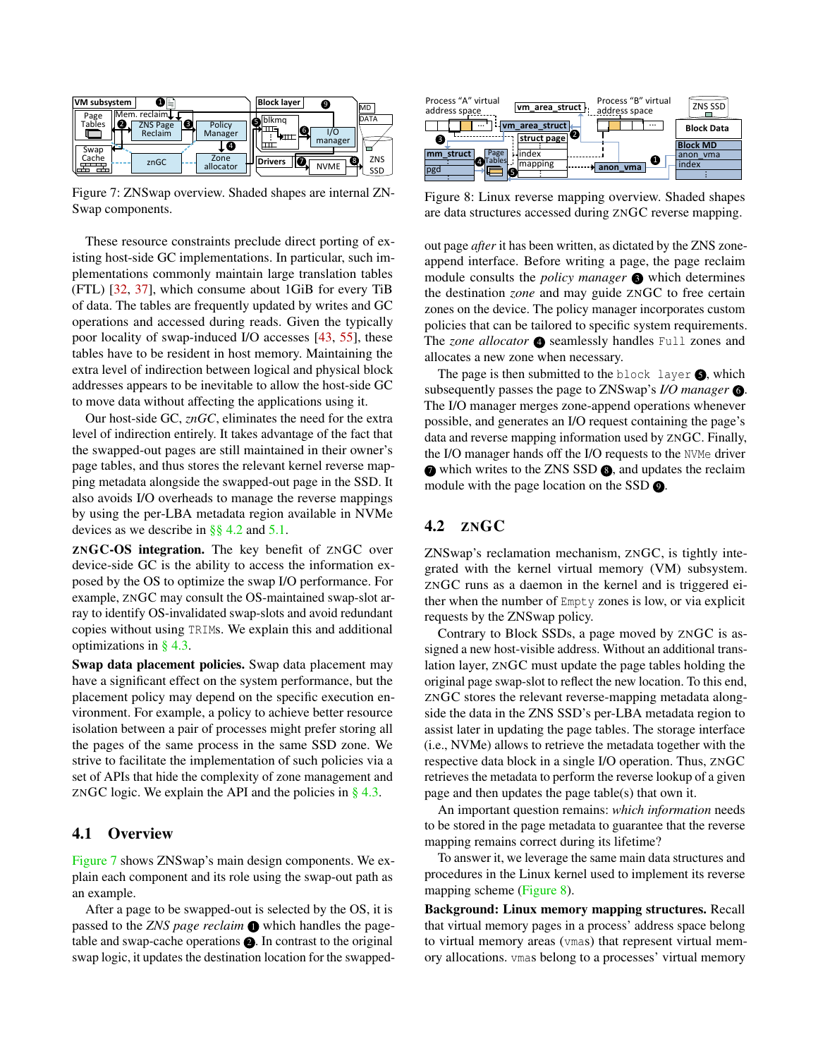Figure 7: ZNSwap overview. Shaded shapes are internal ZNSwap components.

These resource constraints preclude direct porting of existing host-side GC implementations. In particular, such implementations commonly maintain large translation tables (FTL) [32, 37], which consume about 1GiB for every TiB of data. The tables are frequently updated by writes and GC operations and accessed during reads. Given the typically poor locality of swap-induced I/O accesses [43, 55], these tables have to be resident in host memory. Maintaining the extra level of indirection between logical and physical block addresses appears to be inevitable to allow the host-side GC to move data without affecting the applications using it.

Our host-side GC, *znGC*, eliminates the need for the extra level of indirection entirely. It takes advantage of the fact that the swapped-out pages are still maintained in their owner's page tables, and thus stores the relevant kernel reverse mapping metadata alongside the swapped-out page in the SSD. It also avoids I/O overheads to manage the reverse mappings by using the per-LBA metadata region available in NVMe devices as we describe in §§ 4.2 and 5.1.

**ZNGC-OS integration.** The key benefit of ZNGC over device-side GC is the ability to access the information exposed by the OS to optimize the swap I/O performance. For example, ZNGC may consult the OS-maintained swap-slot array to identify OS-invalidated swap-slots and avoid redundant copies without using TRIMs. We explain this and additional optimizations in § 4.3.

**Swap data placement policies.** Swap data placement may have a significant effect on the system performance, but the placement policy may depend on the specific execution environment. For example, a policy to achieve better resource isolation between a pair of processes might prefer storing all the pages of the same process in the same SSD zone. We strive to facilitate the implementation of such policies via a set of APIs that hide the complexity of zone management and ZNGC logic. We explain the API and the policies in § 4.3.

## 4.1 Overview

Figure 7 shows ZNSwap's main design components. We explain each component and its role using the swap-out path as an example.

After a page to be swapped-out is selected by the OS, it is passed to the *ZNS page reclaim* ❶ which handles the page-table and swap-cache operations ❷. In contrast to the original swap logic, it updates the destination location for the swapped-out page *after* it has been written, as dictated by the ZNS zone-append interface. Before writing a page, the page reclaim module consults the *policy manager* ❸ which determines the destination *zone* and may guide ZNGC to free certain zones on the device. The policy manager incorporates custom policies that can be tailored to specific system requirements. The *zone allocator* ❹ seamlessly handles Full zones and allocates a new zone when necessary.

The page is then submitted to the block layer ❺, which subsequently passes the page to ZNSwap's *I/O manager* ❻. The I/O manager merges zone-append operations whenever possible, and generates an I/O request containing the page's data and reverse mapping information used by ZNGC. Finally, the I/O manager hands off the I/O requests to the NVMe driver ❼ which writes to the ZNS SSD ❽, and updates the reclaim module with the page location on the SSD ❾.

Figure 8: Linux reverse mapping overview. Shaded shapes are data structures accessed during ZNGC reverse mapping.

## 4.2 ZNGC

ZNSwap's reclamation mechanism, ZNGC, is tightly integrated with the kernel virtual memory (VM) subsystem. ZNGC runs as a daemon in the kernel and is triggered either when the number of Empty zones is low, or via explicit requests by the ZNSwap policy.

Contrary to Block SSDs, a page moved by ZNGC is assigned a new host-visible address. Without an additional translation layer, ZNGC must update the page tables holding the original page swap-slot to reflect the new location. To this end, ZNGC stores the relevant reverse-mapping metadata alongside the data in the ZNS SSD's per-LBA metadata region to assist later in updating the page tables. The storage interface (i.e., NVMe) allows to retrieve the metadata together with the respective data block in a single I/O operation. Thus, ZNGC retrieves the metadata to perform the reverse lookup of a given page and then updates the page table(s) that own it.

An important question remains: *which information* needs to be stored in the page metadata to guarantee that the reverse mapping remains correct during its lifetime?

To answer it, we leverage the same main data structures and procedures in the Linux kernel used to implement its reverse mapping scheme (Figure 8).

**Background: Linux memory mapping structures.** Recall that virtual memory pages in a process' address space belong to virtual memory areas (vmas) that represent virtual memory allocations. vmas belong to a processes' virtual memory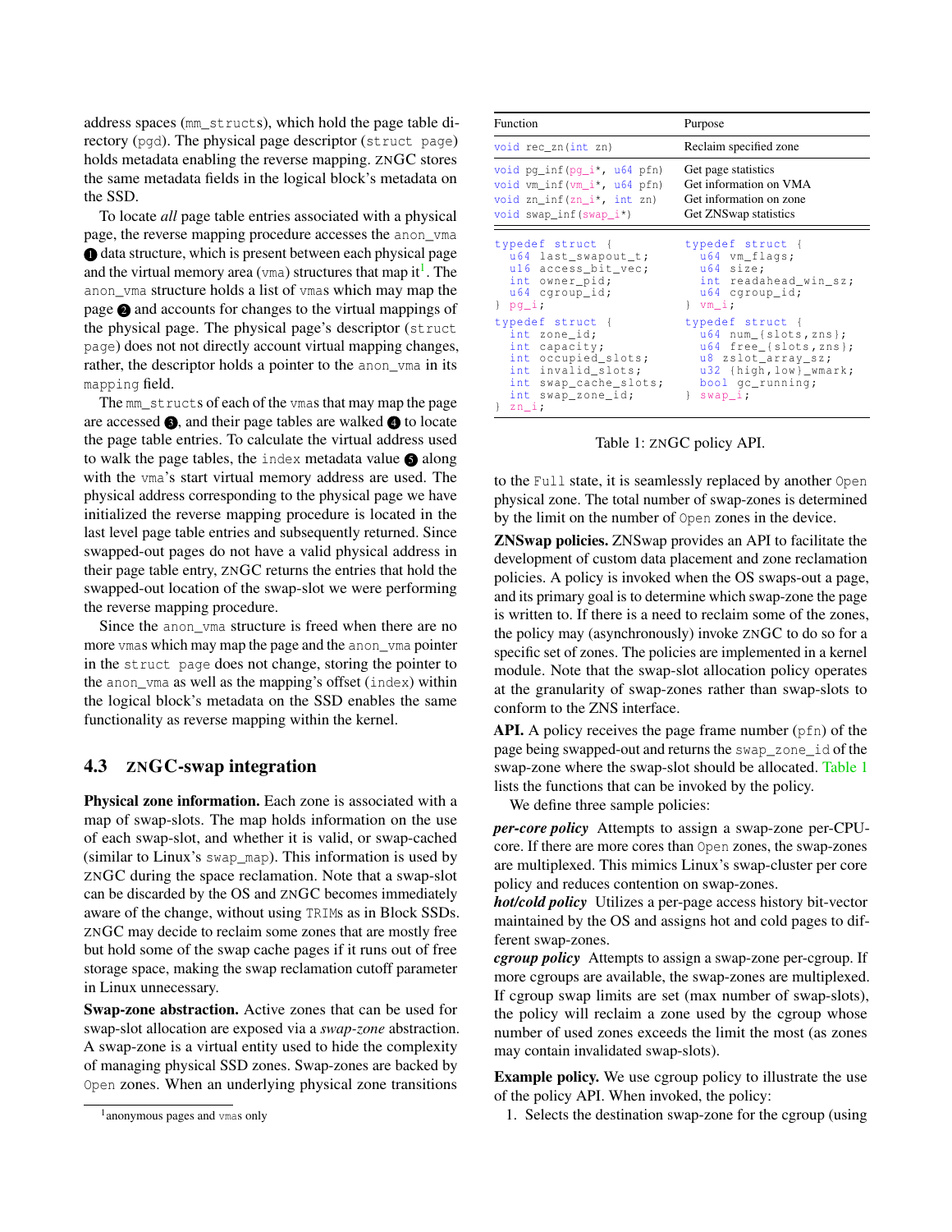address spaces (mm_structs), which hold the page table directory (pgd). The physical page descriptor (struct page) holds metadata enabling the reverse mapping. ZNGC stores the same metadata fields in the logical block's metadata on the SSD.

To locate *all* page table entries associated with a physical page, the reverse mapping procedure accesses the anon_vma ❶ data structure, which is present between each physical page and the virtual memory area (vma) structures that map it[1]. The anon_vma structure holds a list of vmas which may map the page ❷ and accounts for changes to the virtual mappings of the physical page. The physical page's descriptor (struct page) does not not directly account virtual mapping changes, rather, the descriptor holds a pointer to the anon_vma in its mapping field.

The mm_structs of each of the vmas that may map the page are accessed ❸, and their page tables are walked ❹ to locate the page table entries. To calculate the virtual address used to walk the page tables, the index metadata value ❺ along with the vma's start virtual memory address are used. The physical address corresponding to the physical page we have initialized the reverse mapping procedure is located in the last level page table entries and subsequently returned. Since swapped-out pages do not have a valid physical address in their page table entry, ZNGC returns the entries that hold the swapped-out location of the swap-slot we were performing the reverse mapping procedure.

Since the anon_vma structure is freed when there are no more vmas which may map the page and the anon_vma pointer in the struct page does not change, storing the pointer to the anon_vma as well as the mapping's offset (index) within the logical block's metadata on the SSD enables the same functionality as reverse mapping within the kernel.

### 4.3 ZNGC-swap integration

**Physical zone information.** Each zone is associated with a map of swap-slots. The map holds information on the use of each swap-slot, and whether it is valid, or swap-cached (similar to Linux's swap_map). This information is used by ZNGC during the space reclamation. Note that a swap-slot can be discarded by the OS and ZNGC becomes immediately aware of the change, without using TRIMs as in Block SSDs. ZNGC may decide to reclaim some zones that are mostly free but hold some of the swap cache pages if it runs out of free storage space, making the swap reclamation cutoff parameter in Linux unnecessary.

**Swap-zone abstraction.** Active zones that can be used for swap-slot allocation are exposed via a *swap-zone* abstraction. A swap-zone is a virtual entity used to hide the complexity of managing physical SSD zones. Swap-zones are backed by Open zones. When an underlying physical zone transitions to the Full state, it is seamlessly replaced by another Open physical zone. The total number of swap-zones is determined by the limit on the number of Open zones in the device.

[1] anonymous pages and vmas only

| Function | Purpose |
|---|---|
| `void rec_zn(int zn)` | Reclaim specified zone |
| `void pg_inf(pg_i*, u64 pfn)` | Get page statistics |
| `void vm_inf(vm_i*, u64 pfn)` | Get information on VMA |
| `void zn_inf(zn_i*, int zn)` | Get information on zone |
| `void swap_inf(swap_i*)` | Get ZNSwap statistics |

```
typedef struct {
  u64 last_swapout_t;
  u16 access_bit_vec;
  int owner_pid;
  u64 cgroup_id;
} pg_i;

typedef struct {
  u64 vm_flags;
  u64 size;
  int readahead_win_sz;
  u64 cgroup_id;
} vm_i;

typedef struct {
  int zone_id;
  int capacity;
  int occupied_slots;
  int invalid_slots;
  int swap_cache_slots;
  int swap_zone_id;
} zn_i;

typedef struct {
  u64 num_{slots,zns};
  u64 free_{slots,zns};
  u8 zslot_array_sz;
  u32 {high,low}_wmark;
  bool gc_running;
} swap_i;
```

Table 1: ZNGC policy API.

**ZNSwap policies.** ZNSwap provides an API to facilitate the development of custom data placement and zone reclamation policies. A policy is invoked when the OS swaps-out a page, and its primary goal is to determine which swap-zone the page is written to. If there is a need to reclaim some of the zones, the policy may (asynchronously) invoke ZNGC to do so for a specific set of zones. The policies are implemented in a kernel module. Note that the swap-slot allocation policy operates at the granularity of swap-zones rather than swap-slots to conform to the ZNS interface.

**API.** A policy receives the page frame number (pfn) of the page being swapped-out and returns the swap_zone_id of the swap-zone where the swap-slot should be allocated. Table 1 lists the functions that can be invoked by the policy.

We define three sample policies:

***per-core policy*** Attempts to assign a swap-zone per-CPU-core. If there are more cores than Open zones, the swap-zones are multiplexed. This mimics Linux's swap-cluster per core policy and reduces contention on swap-zones.

***hot/cold policy*** Utilizes a per-page access history bit-vector maintained by the OS and assigns hot and cold pages to different swap-zones.

***cgroup policy*** Attempts to assign a swap-zone per-cgroup. If more cgroups are available, the swap-zones are multiplexed. If cgroup swap limits are set (max number of swap-slots), the policy will reclaim a zone used by the cgroup whose number of used zones exceeds the limit the most (as zones may contain invalidated swap-slots).

**Example policy.** We use cgroup policy to illustrate the use of the policy API. When invoked, the policy:

1. Selects the destination swap-zone for the cgroup (using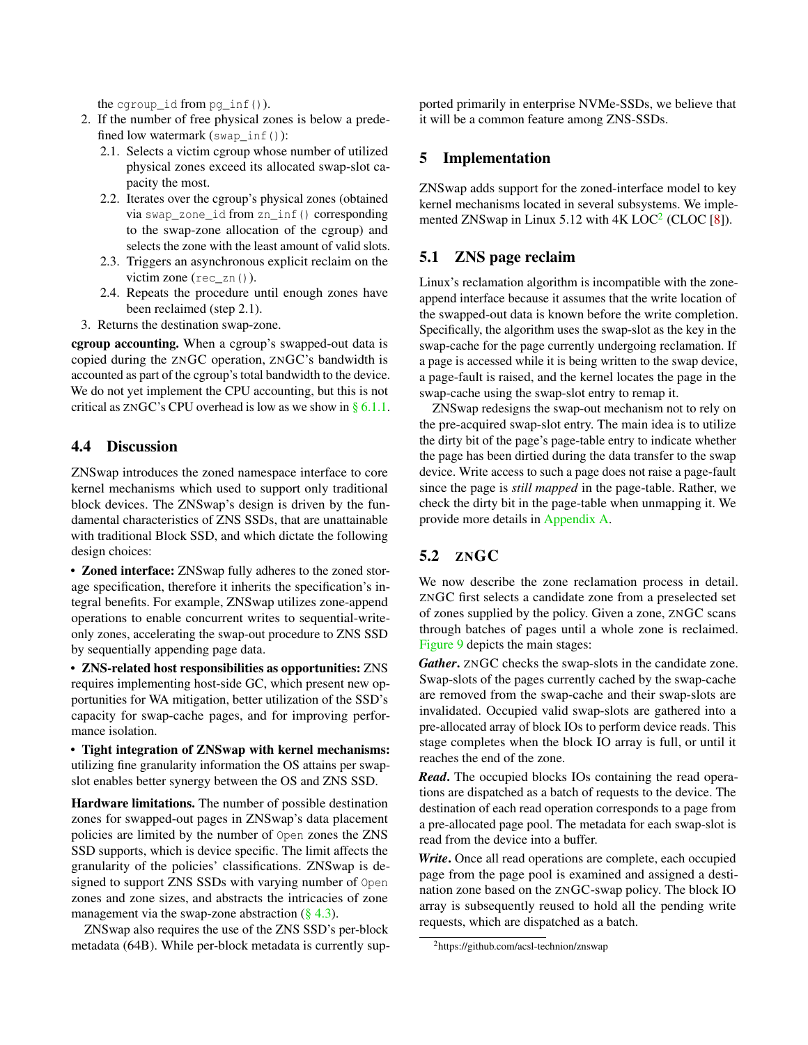the `cgroup_id` from `pg_inf()`).

2. If the number of free physical zones is below a predefined low watermark (`swap_inf()`):
   - 2.1. Selects a victim cgroup whose number of utilized physical zones exceed its allocated swap-slot capacity the most.
   - 2.2. Iterates over the cgroup's physical zones (obtained via `swap_zone_id` from `zn_inf()` corresponding to the swap-zone allocation of the cgroup) and selects the zone with the least amount of valid slots.
   - 2.3. Triggers an asynchronous explicit reclaim on the victim zone (`rec_zn()`).
   - 2.4. Repeats the procedure until enough zones have been reclaimed (step 2.1).
3. Returns the destination swap-zone.

**cgroup accounting.** When a cgroup's swapped-out data is copied during the ZNGC operation, ZNGC's bandwidth is accounted as part of the cgroup's total bandwidth to the device. We do not yet implement the CPU accounting, but this is not critical as ZNGC's CPU overhead is low as we show in § 6.1.1.

### 4.4 Discussion

ZNSwap introduces the zoned namespace interface to core kernel mechanisms which used to support only traditional block devices. The ZNSwap's design is driven by the fundamental characteristics of ZNS SSDs, that are unattainable with traditional Block SSD, and which dictate the following design choices:

- **Zoned interface:** ZNSwap fully adheres to the zoned storage specification, therefore it inherits the specification's integral benefits. For example, ZNSwap utilizes zone-append operations to enable concurrent writes to sequential-write-only zones, accelerating the swap-out procedure to ZNS SSD by sequentially appending page data.
- **ZNS-related host responsibilities as opportunities:** ZNS requires implementing host-side GC, which present new opportunities for WA mitigation, better utilization of the SSD's capacity for swap-cache pages, and for improving performance isolation.
- **Tight integration of ZNSwap with kernel mechanisms:** utilizing fine granularity information the OS attains per swap-slot enables better synergy between the OS and ZNS SSD.

**Hardware limitations.** The number of possible destination zones for swapped-out pages in ZNSwap's data placement policies are limited by the number of `Open` zones the ZNS SSD supports, which is device specific. The limit affects the granularity of the policies' classifications. ZNSwap is designed to support ZNS SSDs with varying number of `Open` zones and zone sizes, and abstracts the intricacies of zone management via the swap-zone abstraction (§ 4.3).

ZNSwap also requires the use of the ZNS SSD's per-block metadata (64B). While per-block metadata is currently supported primarily in enterprise NVMe-SSDs, we believe that it will be a common feature among ZNS-SSDs.

## 5 Implementation

ZNSwap adds support for the zoned-interface model to key kernel mechanisms located in several subsystems. We implemented ZNSwap in Linux 5.12 with 4K LOC[2] (CLOC [8]).

### 5.1 ZNS page reclaim

Linux's reclamation algorithm is incompatible with the zone-append interface because it assumes that the write location of the swapped-out data is known before the write completion. Specifically, the algorithm uses the swap-slot as the key in the swap-cache for the page currently undergoing reclamation. If a page is accessed while it is being written to the swap device, a page-fault is raised, and the kernel locates the page in the swap-cache using the swap-slot entry to remap it.

ZNSwap redesigns the swap-out mechanism not to rely on the pre-acquired swap-slot entry. The main idea is to utilize the dirty bit of the page's page-table entry to indicate whether the page has been dirtied during the data transfer to the swap device. Write access to such a page does not raise a page-fault since the page is *still mapped* in the page-table. Rather, we check the dirty bit in the page-table when unmapping it. We provide more details in Appendix A.

### 5.2 ZNGC

We now describe the zone reclamation process in detail. ZNGC first selects a candidate zone from a preselected set of zones supplied by the policy. Given a zone, ZNGC scans through batches of pages until a whole zone is reclaimed. Figure 9 depicts the main stages:

***Gather*.** ZNGC checks the swap-slots in the candidate zone. Swap-slots of the pages currently cached by the swap-cache are removed from the swap-cache and their swap-slots are invalidated. Occupied valid swap-slots are gathered into a pre-allocated array of block IOs to perform device reads. This stage completes when the block IO array is full, or until it reaches the end of the zone.

***Read*.** The occupied blocks IOs containing the read operations are dispatched as a batch of requests to the device. The destination of each read operation corresponds to a page from a pre-allocated page pool. The metadata for each swap-slot is read from the device into a buffer.

***Write*.** Once all read operations are complete, each occupied page from the page pool is examined and assigned a destination zone based on the ZNGC-swap policy. The block IO array is subsequently reused to hold all the pending write requests, which are dispatched as a batch.

[2] https://github.com/acsl-technion/znswap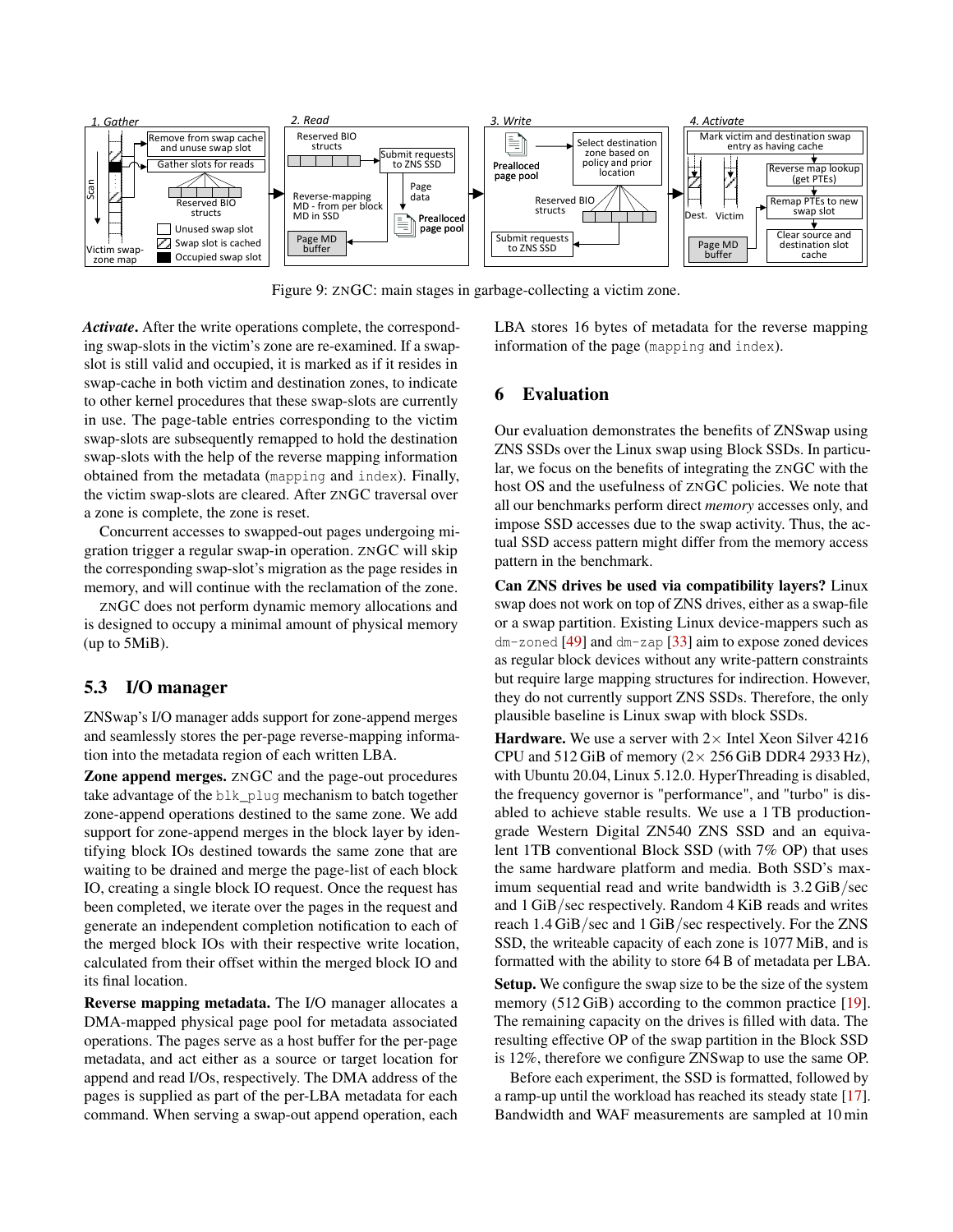Figure 9: ZNGC: main stages in garbage-collecting a victim zone.

***Activate***. After the write operations complete, the corresponding swap-slots in the victim's zone are re-examined. If a swap-slot is still valid and occupied, it is marked as if it resides in swap-cache in both victim and destination zones, to indicate to other kernel procedures that these swap-slots are currently in use. The page-table entries corresponding to the victim swap-slots are subsequently remapped to hold the destination swap-slots with the help of the reverse mapping information obtained from the metadata (`mapping` and `index`). Finally, the victim swap-slots are cleared. After ZNGC traversal over a zone is complete, the zone is reset.

Concurrent accesses to swapped-out pages undergoing migration trigger a regular swap-in operation. ZNGC will skip the corresponding swap-slot's migration as the page resides in memory, and will continue with the reclamation of the zone.

ZNGC does not perform dynamic memory allocations and is designed to occupy a minimal amount of physical memory (up to 5MiB).

## 5.3 I/O manager

ZNSwap's I/O manager adds support for zone-append merges and seamlessly stores the per-page reverse-mapping information into the metadata region of each written LBA.

**Zone append merges.** ZNGC and the page-out procedures take advantage of the `blk_plug` mechanism to batch together zone-append operations destined to the same zone. We add support for zone-append merges in the block layer by identifying block IOs destined towards the same zone that are waiting to be drained and merge the page-list of each block IO, creating a single block IO request. Once the request has been completed, we iterate over the pages in the request and generate an independent completion notification to each of the merged block IOs with their respective write location, calculated from their offset within the merged block IO and its final location.

**Reverse mapping metadata.** The I/O manager allocates a DMA-mapped physical page pool for metadata associated operations. The pages serve as a host buffer for the per-page metadata, and act either as a source or target location for append and read I/Os, respectively. The DMA address of the pages is supplied as part of the per-LBA metadata for each command. When serving a swap-out append operation, each LBA stores 16 bytes of metadata for the reverse mapping information of the page (`mapping` and `index`).

## 6 Evaluation

Our evaluation demonstrates the benefits of ZNSwap using ZNS SSDs over the Linux swap using Block SSDs. In particular, we focus on the benefits of integrating the ZNGC with the host OS and the usefulness of ZNGC policies. We note that all our benchmarks perform direct *memory* accesses only, and impose SSD accesses due to the swap activity. Thus, the actual SSD access pattern might differ from the memory access pattern in the benchmark.

**Can ZNS drives be used via compatibility layers?** Linux swap does not work on top of ZNS drives, either as a swap-file or a swap partition. Existing Linux device-mappers such as `dm-zoned` [49] and `dm-zap` [33] aim to expose zoned devices as regular block devices without any write-pattern constraints but require large mapping structures for indirection. However, they do not currently support ZNS SSDs. Therefore, the only plausible baseline is Linux swap with block SSDs.

**Hardware.** We use a server with 2× Intel Xeon Silver 4216 CPU and 512 GiB of memory (2× 256 GiB DDR4 2933 Hz), with Ubuntu 20.04, Linux 5.12.0. HyperThreading is disabled, the frequency governor is "performance", and "turbo" is disabled to achieve stable results. We use a 1 TB production-grade Western Digital ZN540 ZNS SSD and an equivalent 1TB conventional Block SSD (with 7% OP) that uses the same hardware platform and media. Both SSD's maximum sequential read and write bandwidth is 3.2 GiB/sec and 1 GiB/sec respectively. Random 4 KiB reads and writes reach 1.4 GiB/sec and 1 GiB/sec respectively. For the ZNS SSD, the writeable capacity of each zone is 1077 MiB, and is formatted with the ability to store 64 B of metadata per LBA.

**Setup.** We configure the swap size to be the size of the system memory (512 GiB) according to the common practice [19]. The remaining capacity on the drives is filled with data. The resulting effective OP of the swap partition in the Block SSD is 12%, therefore we configure ZNSwap to use the same OP.

Before each experiment, the SSD is formatted, followed by a ramp-up until the workload has reached its steady state [17]. Bandwidth and WAF measurements are sampled at 10 min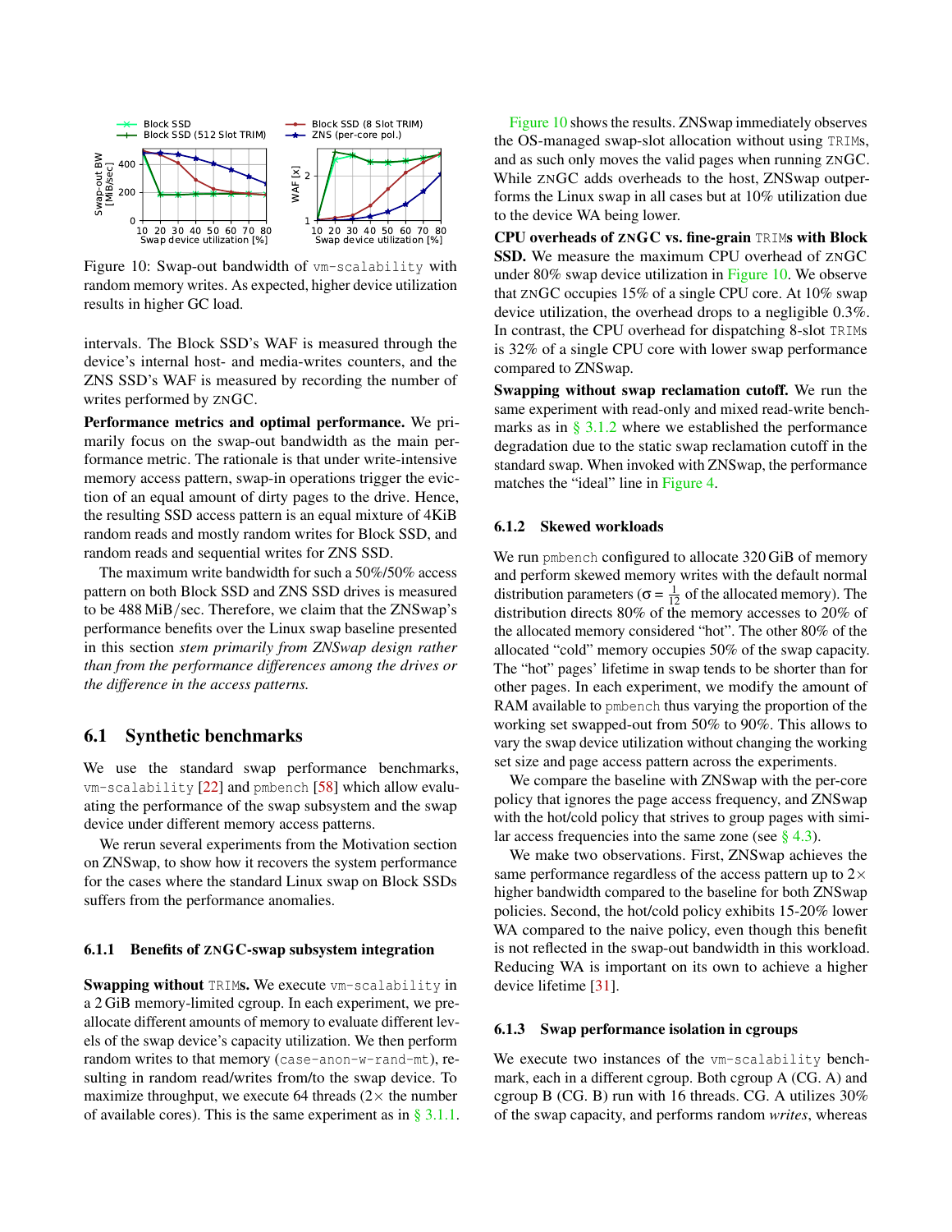Figure 10: Swap-out bandwidth of `vm-scalability` with random memory writes. As expected, higher device utilization results in higher GC load.

intervals. The Block SSD's WAF is measured through the device's internal host- and media-writes counters, and the ZNS SSD's WAF is measured by recording the number of writes performed by ZNGC.

**Performance metrics and optimal performance.** We primarily focus on the swap-out bandwidth as the main performance metric. The rationale is that under write-intensive memory access pattern, swap-in operations trigger the eviction of an equal amount of dirty pages to the drive. Hence, the resulting SSD access pattern is an equal mixture of 4KiB random reads and mostly random writes for Block SSD, and random reads and sequential writes for ZNS SSD.

The maximum write bandwidth for such a 50%/50% access pattern on both Block SSD and ZNS SSD drives is measured to be 488 MiB/sec. Therefore, we claim that the ZNSwap's performance benefits over the Linux swap baseline presented in this section *stem primarily from ZNSwap design rather than from the performance differences among the drives or the difference in the access patterns.*

## 6.1 Synthetic benchmarks

We use the standard swap performance benchmarks, `vm-scalability` [22] and `pmbench` [58] which allow evaluating the performance of the swap subsystem and the swap device under different memory access patterns.

We rerun several experiments from the Motivation section on ZNSwap, to show how it recovers the system performance for the cases where the standard Linux swap on Block SSDs suffers from the performance anomalies.

### 6.1.1 Benefits of ZNGC-swap subsystem integration

**Swapping without `TRIM`s.** We execute `vm-scalability` in a 2 GiB memory-limited cgroup. In each experiment, we pre-allocate different amounts of memory to evaluate different levels of the swap device's capacity utilization. We then perform random writes to that memory (`case-anon-w-rand-mt`), resulting in random read/writes from/to the swap device. To maximize throughput, we execute 64 threads (2× the number of available cores). This is the same experiment as in § 3.1.1.

Figure 10 shows the results. ZNSwap immediately observes the OS-managed swap-slot allocation without using `TRIM`s, and as such only moves the valid pages when running ZNGC. While ZNGC adds overheads to the host, ZNSwap outperforms the Linux swap in all cases but at 10% utilization due to the device WA being lower.

**CPU overheads of ZNGC vs. fine-grain `TRIM`s with Block SSD.** We measure the maximum CPU overhead of ZNGC under 80% swap device utilization in Figure 10. We observe that ZNGC occupies 15% of a single CPU core. At 10% swap device utilization, the overhead drops to a negligible 0.3%. In contrast, the CPU overhead for dispatching 8-slot `TRIM`s is 32% of a single CPU core with lower swap performance compared to ZNSwap.

**Swapping without swap reclamation cutoff.** We run the same experiment with read-only and mixed read-write benchmarks as in § 3.1.2 where we established the performance degradation due to the static swap reclamation cutoff in the standard swap. When invoked with ZNSwap, the performance matches the "ideal" line in Figure 4.

### 6.1.2 Skewed workloads

We run `pmbench` configured to allocate 320 GiB of memory and perform skewed memory writes with the default normal distribution parameters ($\sigma = \frac{1}{12}$ of the allocated memory). The distribution directs 80% of the memory accesses to 20% of the allocated memory considered "hot". The other 80% of the allocated "cold" memory occupies 50% of the swap capacity. The "hot" pages' lifetime in swap tends to be shorter than for other pages. In each experiment, we modify the amount of RAM available to `pmbench` thus varying the proportion of the working set swapped-out from 50% to 90%. This allows to vary the swap device utilization without changing the working set size and page access pattern across the experiments.

We compare the baseline with ZNSwap with the per-core policy that ignores the page access frequency, and ZNSwap with the hot/cold policy that strives to group pages with similar access frequencies into the same zone (see § 4.3).

We make two observations. First, ZNSwap achieves the same performance regardless of the access pattern up to 2× higher bandwidth compared to the baseline for both ZNSwap policies. Second, the hot/cold policy exhibits 15-20% lower WA compared to the naive policy, even though this benefit is not reflected in the swap-out bandwidth in this workload. Reducing WA is important on its own to achieve a higher device lifetime [31].

### 6.1.3 Swap performance isolation in cgroups

We execute two instances of the `vm-scalability` benchmark, each in a different cgroup. Both cgroup A (CG. A) and cgroup B (CG. B) run with 16 threads. CG. A utilizes 30% of the swap capacity, and performs random *writes*, whereas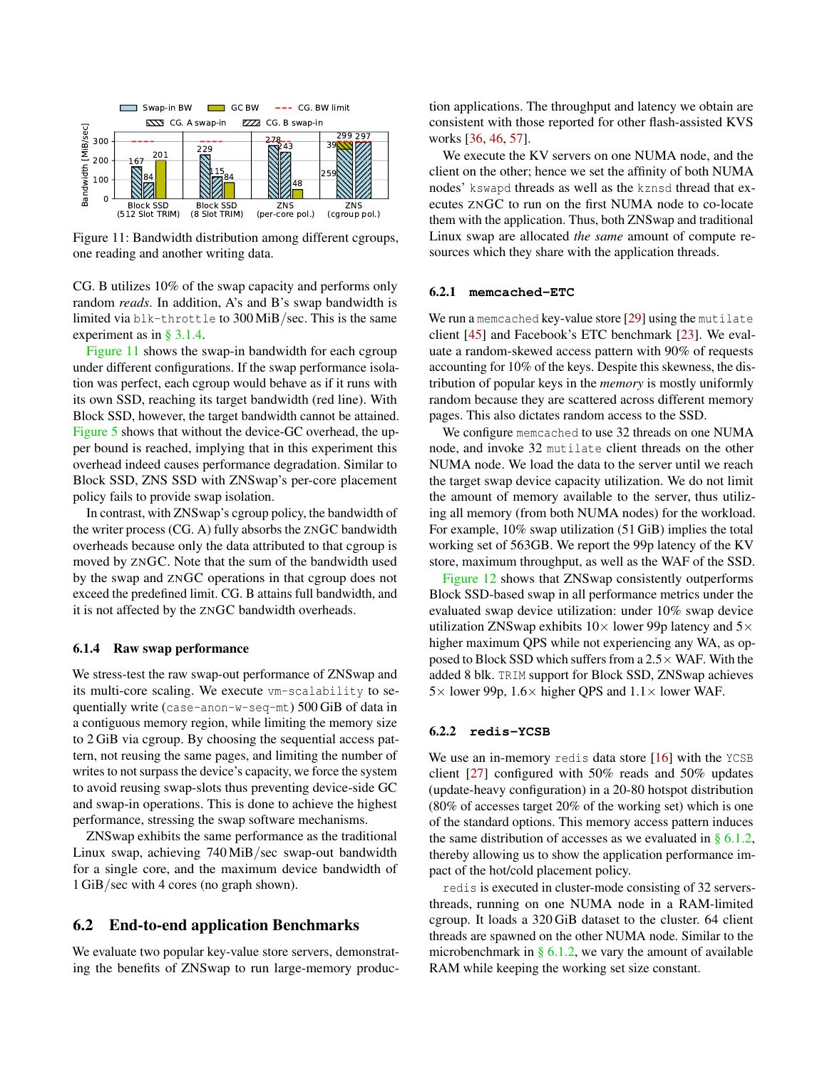Figure 11: Bandwidth distribution among different cgroups, one reading and another writing data.

CG. B utilizes 10% of the swap capacity and performs only random *reads*. In addition, A's and B's swap bandwidth is limited via blk-throttle to 300 MiB/sec. This is the same experiment as in § 3.1.4.

Figure 11 shows the swap-in bandwidth for each cgroup under different configurations. If the swap performance isolation was perfect, each cgroup would behave as if it runs with its own SSD, reaching its target bandwidth (red line). With Block SSD, however, the target bandwidth cannot be attained. Figure 5 shows that without the device-GC overhead, the upper bound is reached, implying that in this experiment this overhead indeed causes performance degradation. Similar to Block SSD, ZNS SSD with ZNSwap's per-core placement policy fails to provide swap isolation.

In contrast, with ZNSwap's cgroup policy, the bandwidth of the writer process (CG. A) fully absorbs the ZNGC bandwidth overheads because only the data attributed to that cgroup is moved by ZNGC. Note that the sum of the bandwidth used by the swap and ZNGC operations in that cgroup does not exceed the predefined limit. CG. B attains full bandwidth, and it is not affected by the ZNGC bandwidth overheads.

### 6.1.4 Raw swap performance

We stress-test the raw swap-out performance of ZNSwap and its multi-core scaling. We execute vm-scalability to sequentially write (case-anon-w-seq-mt) 500 GiB of data in a contiguous memory region, while limiting the memory size to 2 GiB via cgroup. By choosing the sequential access pattern, not reusing the same pages, and limiting the number of writes to not surpass the device's capacity, we force the system to avoid reusing swap-slots thus preventing device-side GC and swap-in operations. This is done to achieve the highest performance, stressing the swap software mechanisms.

ZNSwap exhibits the same performance as the traditional Linux swap, achieving 740 MiB/sec swap-out bandwidth for a single core, and the maximum device bandwidth of 1 GiB/sec with 4 cores (no graph shown).

## 6.2 End-to-end application Benchmarks

We evaluate two popular key-value store servers, demonstrating the benefits of ZNSwap to run large-memory production applications. The throughput and latency we obtain are consistent with those reported for other flash-assisted KVS works [36, 46, 57].

We execute the KV servers on one NUMA node, and the client on the other; hence we set the affinity of both NUMA nodes' kswapd threads as well as the kznsd thread that executes ZNGC to run on the first NUMA node to co-locate them with the application. Thus, both ZNSwap and traditional Linux swap are allocated *the same* amount of compute resources which they share with the application threads.

### 6.2.1 memcached-ETC

We run a memcached key-value store [29] using the mutilate client [45] and Facebook's ETC benchmark [23]. We evaluate a random-skewed access pattern with 90% of requests accounting for 10% of the keys. Despite this skewness, the distribution of popular keys in the *memory* is mostly uniformly random because they are scattered across different memory pages. This also dictates random access to the SSD.

We configure memcached to use 32 threads on one NUMA node, and invoke 32 mutilate client threads on the other NUMA node. We load the data to the server until we reach the target swap device capacity utilization. We do not limit the amount of memory available to the server, thus utilizing all memory (from both NUMA nodes) for the workload. For example, 10% swap utilization (51 GiB) implies the total working set of 563GB. We report the 99p latency of the KV store, maximum throughput, as well as the WAF of the SSD.

Figure 12 shows that ZNSwap consistently outperforms Block SSD-based swap in all performance metrics under the evaluated swap device utilization: under 10% swap device utilization ZNSwap exhibits 10× lower 99p latency and 5× higher maximum QPS while not experiencing any WA, as opposed to Block SSD which suffers from a 2.5× WAF. With the added 8 blk. TRIM support for Block SSD, ZNSwap achieves 5× lower 99p, 1.6× higher QPS and 1.1× lower WAF.

### 6.2.2 redis-YCSB

We use an in-memory redis data store [16] with the YCSB client [27] configured with 50% reads and 50% updates (update-heavy configuration) in a 20-80 hotspot distribution (80% of accesses target 20% of the working set) which is one of the standard options. This memory access pattern induces the same distribution of accesses as we evaluated in § 6.1.2, thereby allowing us to show the application performance impact of the hot/cold placement policy.

redis is executed in cluster-mode consisting of 32 servers-threads, running on one NUMA node in a RAM-limited cgroup. It loads a 320 GiB dataset to the cluster. 64 client threads are spawned on the other NUMA node. Similar to the microbenchmark in § 6.1.2, we vary the amount of available RAM while keeping the working set size constant.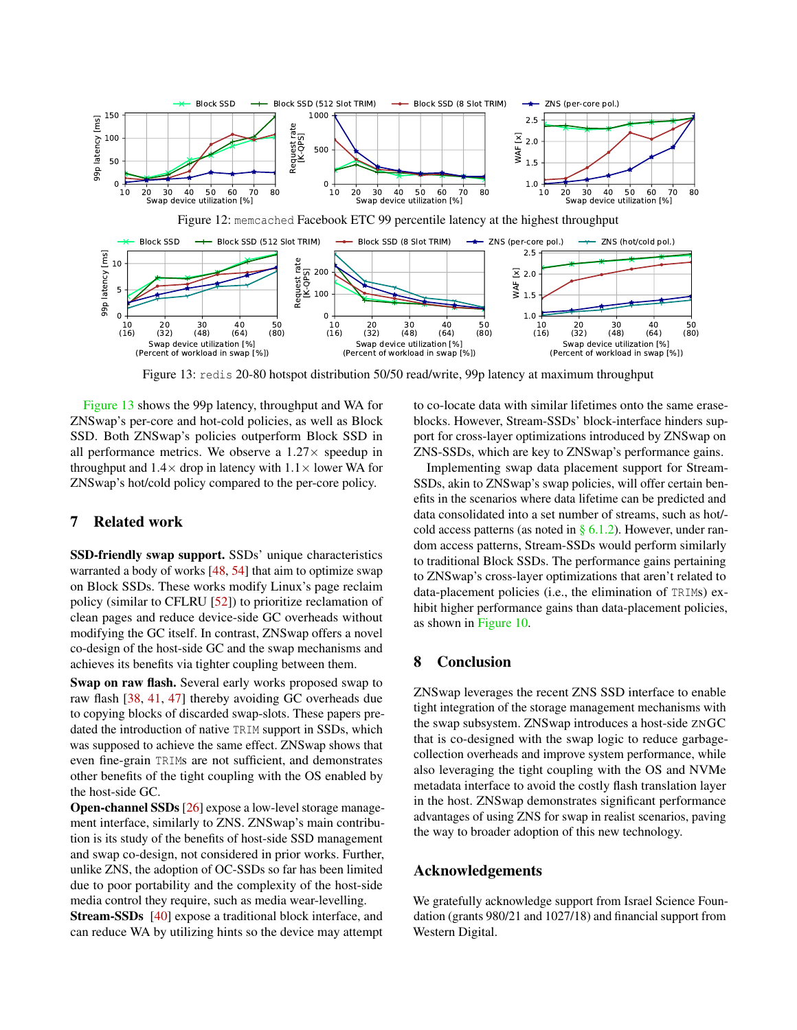Figure 12: memcached Facebook ETC 99 percentile latency at the highest throughput

Figure 13: redis 20-80 hotspot distribution 50/50 read/write, 99p latency at maximum throughput

Figure 13 shows the 99p latency, throughput and WA for ZNSwap's per-core and hot-cold policies, as well as Block SSD. Both ZNSwap's policies outperform Block SSD in all performance metrics. We observe a 1.27× speedup in throughput and 1.4× drop in latency with 1.1× lower WA for ZNSwap's hot/cold policy compared to the per-core policy.

## 7 Related work

**SSD-friendly swap support.** SSDs' unique characteristics warranted a body of works [48, 54] that aim to optimize swap on Block SSDs. These works modify Linux's page reclaim policy (similar to CFLRU [52]) to prioritize reclamation of clean pages and reduce device-side GC overheads without modifying the GC itself. In contrast, ZNSwap offers a novel co-design of the host-side GC and the swap mechanisms and achieves its benefits via tighter coupling between them.

**Swap on raw flash.** Several early works proposed swap to raw flash [38, 41, 47] thereby avoiding GC overheads due to copying blocks of discarded swap-slots. These papers predated the introduction of native TRIM support in SSDs, which was supposed to achieve the same effect. ZNSwap shows that even fine-grain TRIMs are not sufficient, and demonstrates other benefits of the tight coupling with the OS enabled by the host-side GC.

**Open-channel SSDs** [26] expose a low-level storage management interface, similarly to ZNS. ZNSwap's main contribution is its study of the benefits of host-side SSD management and swap co-design, not considered in prior works. Further, unlike ZNS, the adoption of OC-SSDs so far has been limited due to poor portability and the complexity of the host-side media control they require, such as media wear-levelling.

**Stream-SSDs** [40] expose a traditional block interface, and can reduce WA by utilizing hints so the device may attempt to co-locate data with similar lifetimes onto the same erase-blocks. However, Stream-SSDs' block-interface hinders support for cross-layer optimizations introduced by ZNSwap on ZNS-SSDs, which are key to ZNSwap's performance gains.

Implementing swap data placement support for Stream-SSDs, akin to ZNSwap's swap policies, will offer certain benefits in the scenarios where data lifetime can be predicted and data consolidated into a set number of streams, such as hot/cold access patterns (as noted in § 6.1.2). However, under random access patterns, Stream-SSDs would perform similarly to traditional Block SSDs. The performance gains pertaining to ZNSwap's cross-layer optimizations that aren't related to data-placement policies (i.e., the elimination of TRIMs) exhibit higher performance gains than data-placement policies, as shown in Figure 10.

## 8 Conclusion

ZNSwap leverages the recent ZNS SSD interface to enable tight integration of the storage management mechanisms with the swap subsystem. ZNSwap introduces a host-side ZNGC that is co-designed with the swap logic to reduce garbage-collection overheads and improve system performance, while also leveraging the tight coupling with the OS and NVMe metadata interface to avoid the costly flash translation layer in the host. ZNSwap demonstrates significant performance advantages of using ZNS for swap in realist scenarios, paving the way to broader adoption of this new technology.

## Acknowledgements

We gratefully acknowledge support from Israel Science Foundation (grants 980/21 and 1027/18) and financial support from Western Digital.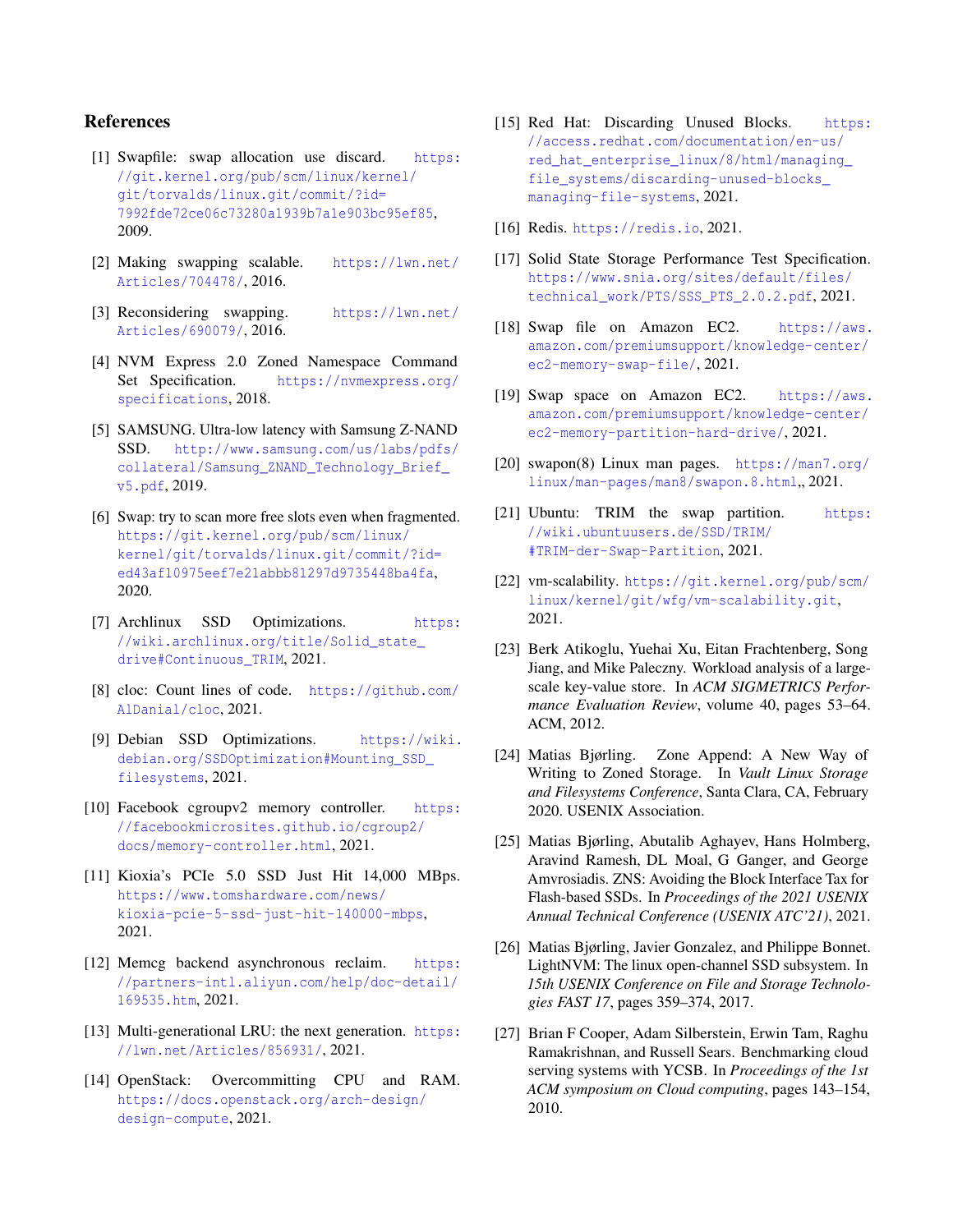## References

[1] Swapfile: swap allocation use discard. https://git.kernel.org/pub/scm/linux/kernel/git/torvalds/linux.git/commit/?id=7992fde72ce06c73280a1939b7a1e903bc95ef85, 2009.

[2] Making swapping scalable. https://lwn.net/Articles/704478/, 2016.

[3] Reconsidering swapping. https://lwn.net/Articles/690079/, 2016.

[4] NVM Express 2.0 Zoned Namespace Command Set Specification. https://nvmexpress.org/specifications, 2018.

[5] SAMSUNG. Ultra-low latency with Samsung Z-NAND SSD. http://www.samsung.com/us/labs/pdfs/collateral/Samsung_ZNAND_Technology_Brief_v5.pdf, 2019.

[6] Swap: try to scan more free slots even when fragmented. https://git.kernel.org/pub/scm/linux/kernel/git/torvalds/linux.git/commit/?id=ed43af10975eef7e21abbb81297d9735448ba4fa, 2020.

[7] Archlinux SSD Optimizations. https://wiki.archlinux.org/title/Solid_state_drive#Continuous_TRIM, 2021.

[8] cloc: Count lines of code. https://github.com/AlDanial/cloc, 2021.

[9] Debian SSD Optimizations. https://wiki.debian.org/SSDOptimization#Mounting_SSD_filesystems, 2021.

[10] Facebook cgroupv2 memory controller. https://facebookmicrosites.github.io/cgroup2/docs/memory-controller.html, 2021.

[11] Kioxia's PCIe 5.0 SSD Just Hit 14,000 MBps. https://www.tomshardware.com/news/kioxia-pcie-5-ssd-just-hit-140000-mbps, 2021.

[12] Memcg backend asynchronous reclaim. https://partners-intl.aliyun.com/help/doc-detail/169535.htm, 2021.

[13] Multi-generational LRU: the next generation. https://lwn.net/Articles/856931/, 2021.

[14] OpenStack: Overcommitting CPU and RAM. https://docs.openstack.org/arch-design/design-compute, 2021.

[15] Red Hat: Discarding Unused Blocks. https://access.redhat.com/documentation/en-us/red_hat_enterprise_linux/8/html/managing_file_systems/discarding-unused-blocks_managing-file-systems, 2021.

[16] Redis. https://redis.io, 2021.

[17] Solid State Storage Performance Test Specification. https://www.snia.org/sites/default/files/technical_work/PTS/SSS_PTS_2.0.2.pdf, 2021.

[18] Swap file on Amazon EC2. https://aws.amazon.com/premiumsupport/knowledge-center/ec2-memory-swap-file/, 2021.

[19] Swap space on Amazon EC2. https://aws.amazon.com/premiumsupport/knowledge-center/ec2-memory-partition-hard-drive/, 2021.

[20] swapon(8) Linux man pages. https://man7.org/linux/man-pages/man8/swapon.8.html,, 2021.

[21] Ubuntu: TRIM the swap partition. https://wiki.ubuntuusers.de/SSD/TRIM/#TRIM-der-Swap-Partition, 2021.

[22] vm-scalability. https://git.kernel.org/pub/scm/linux/kernel/git/wfg/vm-scalability.git, 2021.

[23] Berk Atikoglu, Yuehai Xu, Eitan Frachtenberg, Song Jiang, and Mike Paleczny. Workload analysis of a large-scale key-value store. In *ACM SIGMETRICS Performance Evaluation Review*, volume 40, pages 53–64. ACM, 2012.

[24] Matias Bjørling. Zone Append: A New Way of Writing to Zoned Storage. In *Vault Linux Storage and Filesystems Conference*, Santa Clara, CA, February 2020. USENIX Association.

[25] Matias Bjørling, Abutalib Aghayev, Hans Holmberg, Aravind Ramesh, DL Moal, G Ganger, and George Amvrosiadis. ZNS: Avoiding the Block Interface Tax for Flash-based SSDs. In *Proceedings of the 2021 USENIX Annual Technical Conference (USENIX ATC'21)*, 2021.

[26] Matias Bjørling, Javier Gonzalez, and Philippe Bonnet. LightNVM: The linux open-channel SSD subsystem. In *15th USENIX Conference on File and Storage Technologies FAST 17*, pages 359–374, 2017.

[27] Brian F Cooper, Adam Silberstein, Erwin Tam, Raghu Ramakrishnan, and Russell Sears. Benchmarking cloud serving systems with YCSB. In *Proceedings of the 1st ACM symposium on Cloud computing*, pages 143–154, 2010.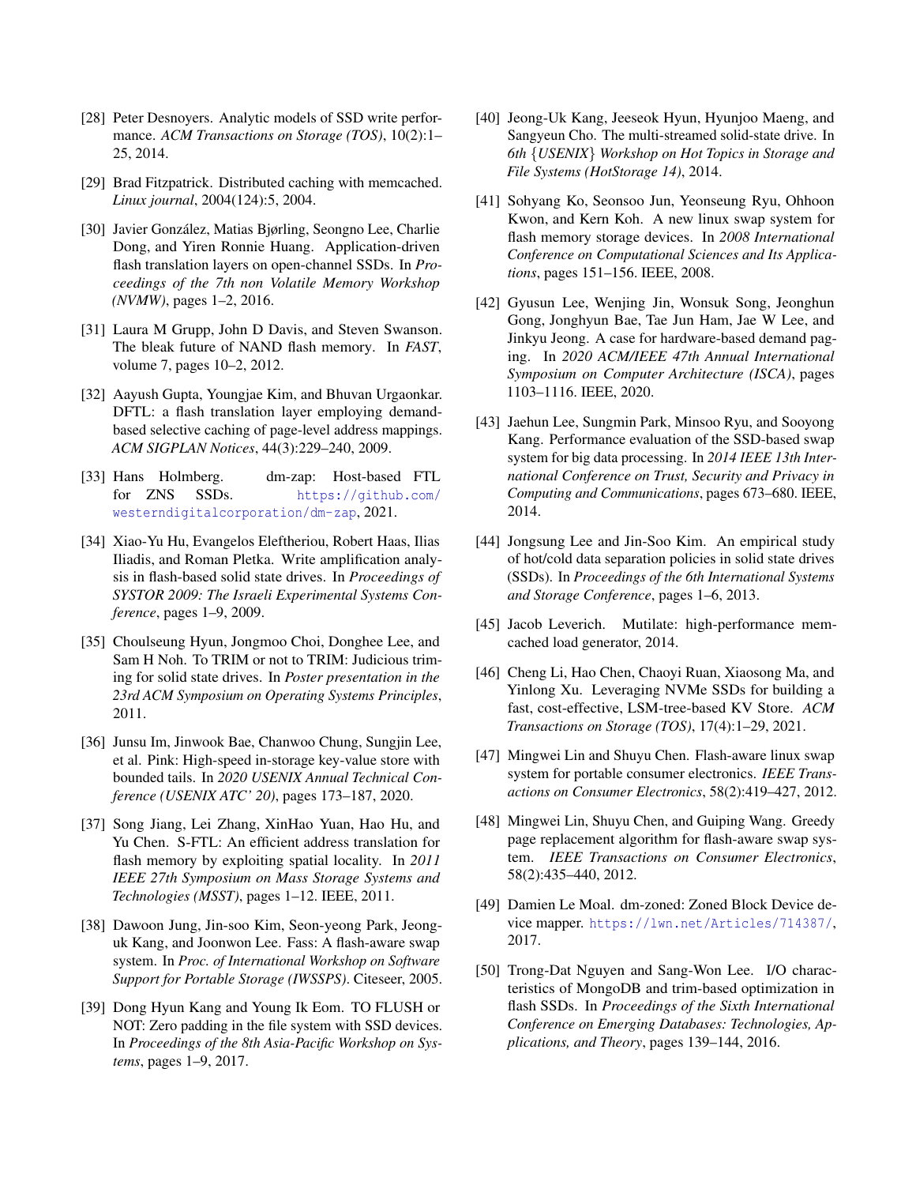[28] Peter Desnoyers. Analytic models of SSD write performance. *ACM Transactions on Storage (TOS)*, 10(2):1–25, 2014.

[29] Brad Fitzpatrick. Distributed caching with memcached. *Linux journal*, 2004(124):5, 2004.

[30] Javier González, Matias Bjørling, Seongno Lee, Charlie Dong, and Yiren Ronnie Huang. Application-driven flash translation layers on open-channel SSDs. In *Proceedings of the 7th non Volatile Memory Workshop (NVMW)*, pages 1–2, 2016.

[31] Laura M Grupp, John D Davis, and Steven Swanson. The bleak future of NAND flash memory. In *FAST*, volume 7, pages 10–2, 2012.

[32] Aayush Gupta, Youngjae Kim, and Bhuvan Urgaonkar. DFTL: a flash translation layer employing demand-based selective caching of page-level address mappings. *ACM SIGPLAN Notices*, 44(3):229–240, 2009.

[33] Hans Holmberg. dm-zap: Host-based FTL for ZNS SSDs. https://github.com/westerndigitalcorporation/dm-zap, 2021.

[34] Xiao-Yu Hu, Evangelos Eleftheriou, Robert Haas, Ilias Iliadis, and Roman Pletka. Write amplification analysis in flash-based solid state drives. In *Proceedings of SYSTOR 2009: The Israeli Experimental Systems Conference*, pages 1–9, 2009.

[35] Choulseung Hyun, Jongmoo Choi, Donghee Lee, and Sam H Noh. To TRIM or not to TRIM: Judicious triming for solid state drives. In *Poster presentation in the 23rd ACM Symposium on Operating Systems Principles*, 2011.

[36] Junsu Im, Jinwook Bae, Chanwoo Chung, Sungjin Lee, et al. Pink: High-speed in-storage key-value store with bounded tails. In *2020 USENIX Annual Technical Conference (USENIX ATC' 20)*, pages 173–187, 2020.

[37] Song Jiang, Lei Zhang, XinHao Yuan, Hao Hu, and Yu Chen. S-FTL: An efficient address translation for flash memory by exploiting spatial locality. In *2011 IEEE 27th Symposium on Mass Storage Systems and Technologies (MSST)*, pages 1–12. IEEE, 2011.

[38] Dawoon Jung, Jin-soo Kim, Seon-yeong Park, Jeong-uk Kang, and Joonwon Lee. Fass: A flash-aware swap system. In *Proc. of International Workshop on Software Support for Portable Storage (IWSSPS)*. Citeseer, 2005.

[39] Dong Hyun Kang and Young Ik Eom. TO FLUSH or NOT: Zero padding in the file system with SSD devices. In *Proceedings of the 8th Asia-Pacific Workshop on Systems*, pages 1–9, 2017.

[40] Jeong-Uk Kang, Jeeseok Hyun, Hyunjoo Maeng, and Sangyeun Cho. The multi-streamed solid-state drive. In *6th {USENIX} Workshop on Hot Topics in Storage and File Systems (HotStorage 14)*, 2014.

[41] Sohyang Ko, Seonsoo Jun, Yeonseung Ryu, Ohhoon Kwon, and Kern Koh. A new linux swap system for flash memory storage devices. In *2008 International Conference on Computational Sciences and Its Applications*, pages 151–156. IEEE, 2008.

[42] Gyusun Lee, Wenjing Jin, Wonsuk Song, Jeonghun Gong, Jonghyun Bae, Tae Jun Ham, Jae W Lee, and Jinkyu Jeong. A case for hardware-based demand paging. In *2020 ACM/IEEE 47th Annual International Symposium on Computer Architecture (ISCA)*, pages 1103–1116. IEEE, 2020.

[43] Jaehun Lee, Sungmin Park, Minsoo Ryu, and Sooyong Kang. Performance evaluation of the SSD-based swap system for big data processing. In *2014 IEEE 13th International Conference on Trust, Security and Privacy in Computing and Communications*, pages 673–680. IEEE, 2014.

[44] Jongsung Lee and Jin-Soo Kim. An empirical study of hot/cold data separation policies in solid state drives (SSDs). In *Proceedings of the 6th International Systems and Storage Conference*, pages 1–6, 2013.

[45] Jacob Leverich. Mutilate: high-performance memcached load generator, 2014.

[46] Cheng Li, Hao Chen, Chaoyi Ruan, Xiaosong Ma, and Yinlong Xu. Leveraging NVMe SSDs for building a fast, cost-effective, LSM-tree-based KV Store. *ACM Transactions on Storage (TOS)*, 17(4):1–29, 2021.

[47] Mingwei Lin and Shuyu Chen. Flash-aware linux swap system for portable consumer electronics. *IEEE Transactions on Consumer Electronics*, 58(2):419–427, 2012.

[48] Mingwei Lin, Shuyu Chen, and Guiping Wang. Greedy page replacement algorithm for flash-aware swap system. *IEEE Transactions on Consumer Electronics*, 58(2):435–440, 2012.

[49] Damien Le Moal. dm-zoned: Zoned Block Device device mapper. https://lwn.net/Articles/714387/, 2017.

[50] Trong-Dat Nguyen and Sang-Won Lee. I/O characteristics of MongoDB and trim-based optimization in flash SSDs. In *Proceedings of the Sixth International Conference on Emerging Databases: Technologies, Applications, and Theory*, pages 139–144, 2016.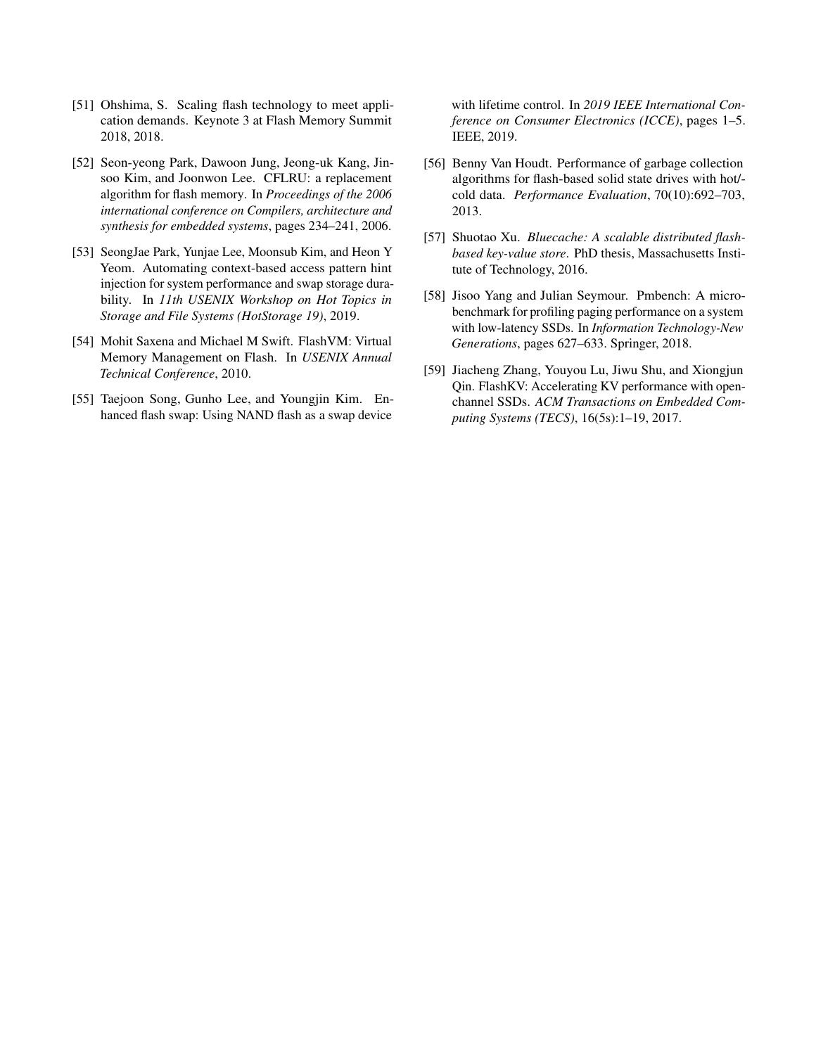[51] Ohshima, S. Scaling flash technology to meet application demands. Keynote 3 at Flash Memory Summit 2018, 2018.

[52] Seon-yeong Park, Dawoon Jung, Jeong-uk Kang, Jinsoo Kim, and Joonwon Lee. CFLRU: a replacement algorithm for flash memory. In *Proceedings of the 2006 international conference on Compilers, architecture and synthesis for embedded systems*, pages 234–241, 2006.

[53] SeongJae Park, Yunjae Lee, Moonsub Kim, and Heon Y Yeom. Automating context-based access pattern hint injection for system performance and swap storage durability. In *11th USENIX Workshop on Hot Topics in Storage and File Systems (HotStorage 19)*, 2019.

[54] Mohit Saxena and Michael M Swift. FlashVM: Virtual Memory Management on Flash. In *USENIX Annual Technical Conference*, 2010.

[55] Taejoon Song, Gunho Lee, and Youngjin Kim. Enhanced flash swap: Using NAND flash as a swap device with lifetime control. In *2019 IEEE International Conference on Consumer Electronics (ICCE)*, pages 1–5. IEEE, 2019.

[56] Benny Van Houdt. Performance of garbage collection algorithms for flash-based solid state drives with hot/-cold data. *Performance Evaluation*, 70(10):692–703, 2013.

[57] Shuotao Xu. *Bluecache: A scalable distributed flash-based key-value store*. PhD thesis, Massachusetts Institute of Technology, 2016.

[58] Jisoo Yang and Julian Seymour. Pmbench: A micro-benchmark for profiling paging performance on a system with low-latency SSDs. In *Information Technology-New Generations*, pages 627–633. Springer, 2018.

[59] Jiacheng Zhang, Youyou Lu, Jiwu Shu, and Xiongjun Qin. FlashKV: Accelerating KV performance with open-channel SSDs. *ACM Transactions on Embedded Computing Systems (TECS)*, 16(5s):1–19, 2017.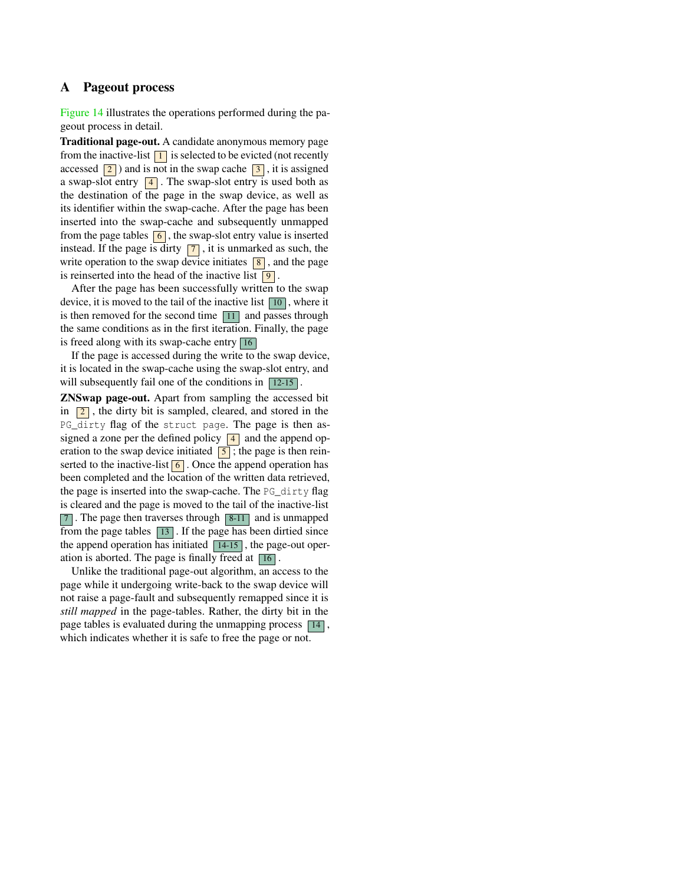## A Pageout process

Figure 14 illustrates the operations performed during the pageout process in detail.

**Traditional page-out.** A candidate anonymous memory page from the inactive-list [1] is selected to be evicted (not recently accessed [2]) and is not in the swap cache [3], it is assigned a swap-slot entry [4]. The swap-slot entry is used both as the destination of the page in the swap device, as well as its identifier within the swap-cache. After the page has been inserted into the swap-cache and subsequently unmapped from the page tables [6], the swap-slot entry value is inserted instead. If the page is dirty [7], it is unmarked as such, the write operation to the swap device initiates [8], and the page is reinserted into the head of the inactive list [9].

After the page has been successfully written to the swap device, it is moved to the tail of the inactive list [10], where it is then removed for the second time [11] and passes through the same conditions as in the first iteration. Finally, the page is freed along with its swap-cache entry [16]

If the page is accessed during the write to the swap device, it is located in the swap-cache using the swap-slot entry, and will subsequently fail one of the conditions in [12-15].

**ZNSwap page-out.** Apart from sampling the accessed bit in [2], the dirty bit is sampled, cleared, and stored in the `PG_dirty` flag of the `struct page`. The page is then assigned a zone per the defined policy [4] and the append operation to the swap device initiated [5]; the page is then reinserted to the inactive-list [6]. Once the append operation has been completed and the location of the written data retrieved, the page is inserted into the swap-cache. The `PG_dirty` flag is cleared and the page is moved to the tail of the inactive-list [7]. The page then traverses through [8-11] and is unmapped from the page tables [13]. If the page has been dirtied since the append operation has initiated [14-15], the page-out operation is aborted. The page is finally freed at [16].

Unlike the traditional page-out algorithm, an access to the page while it undergoing write-back to the swap device will not raise a page-fault and subsequently remapped since it is *still mapped* in the page-tables. Rather, the dirty bit in the page tables is evaluated during the unmapping process [14], which indicates whether it is safe to free the page or not.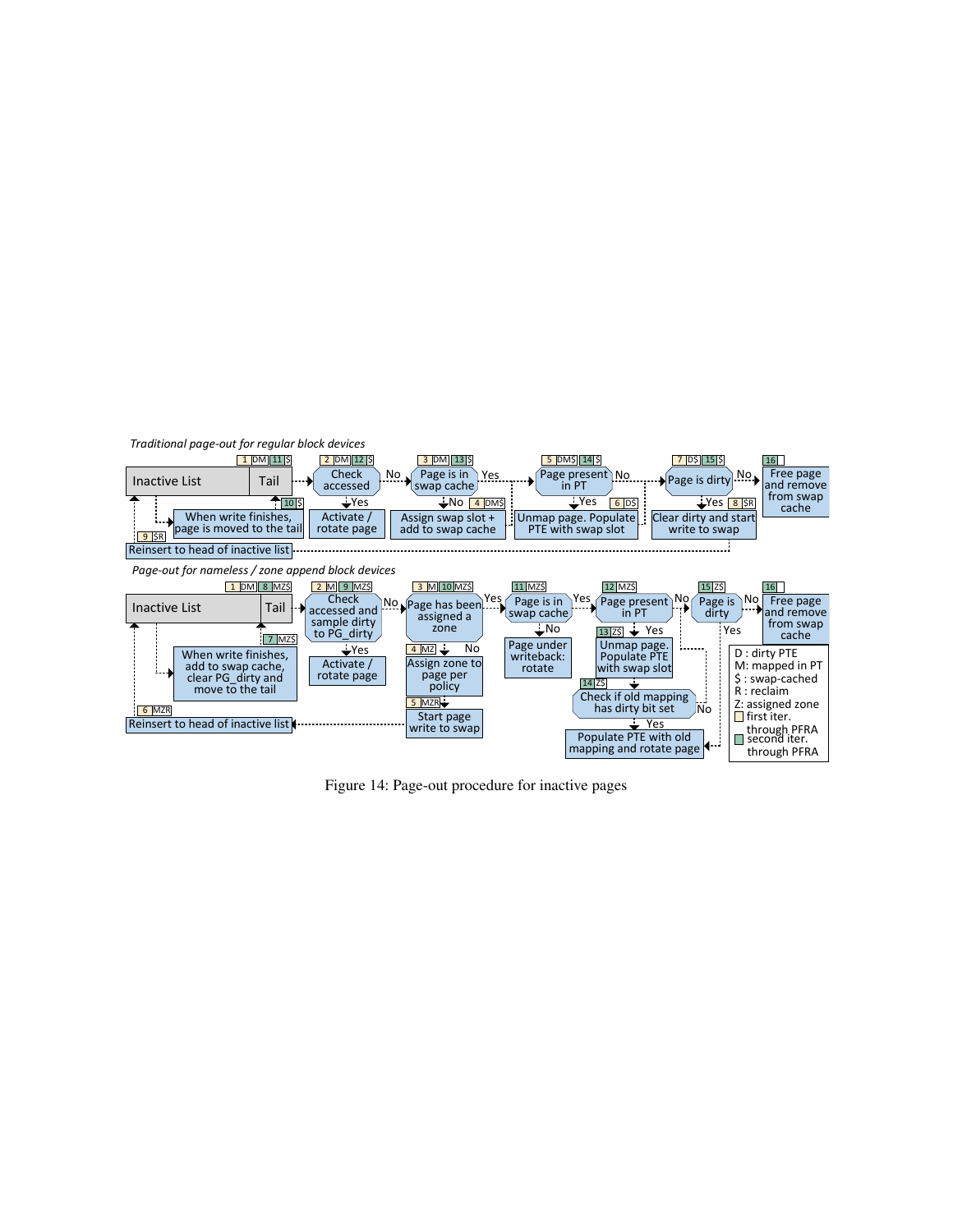*Traditional page-out for regular block devices*

Inactive List | Tail

1 DM 11 $

Check accessed

2 DM 12 $

Yes → Activate / rotate page

No → Page is in swap cache

3 DM 13 $

No → Assign swap slot + add to swap cache

4 DM$

Yes → Page present in PT

5 DM$ 14 $

Yes → Unmap page. Populate PTE with swap slot

6 D$

No → Page is dirty

7 D$ 15 $

Yes → Clear dirty and start write to swap

8 $R

No → Free page and remove from swap cache

16

When write finishes, page is moved to the tail

10 $

Reinsert to head of inactive list

9 $R

*Page-out for nameless / zone append block devices*

Inactive List | Tail

1 DM 8 MZ$

Check accessed and sample dirty to PG_dirty

2 M 9 MZ$

Yes → Activate / rotate page

No → Page has been assigned a zone

3 M 10 MZ$

No → Assign zone to page per policy

4 MZ

Start page write to swap

5 MZR

Yes → Page is in swap cache

11 MZ$

No → Page under writeback: rotate

Yes → Page present in PT

12 MZ$

Yes → Unmap page. Populate PTE with swap slot

13 Z$

Check if old mapping has dirty bit set

14 Z$

Yes → Populate PTE with old mapping and rotate page

No → Page is dirty

15 Z$

No → Free page and remove from swap cache

16

When write finishes, add to swap cache, clear PG_dirty and move to the tail

7 MZ$

Reinsert to head of inactive list

6 MZR

D : dirty PTE
M: mapped in PT
$ : swap-cached
R : reclaim
Z: assigned zone
first iter. through PFRA
second iter. through PFRA

Figure 14: Page-out procedure for inactive pages